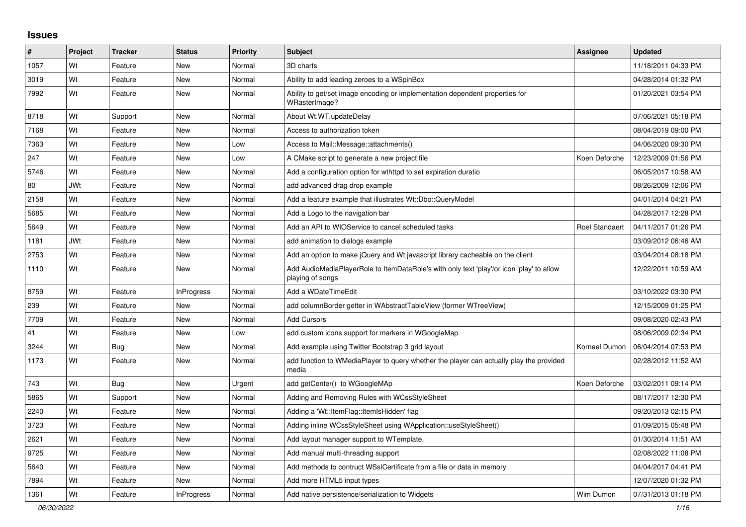# Issues

| # | Project | Tracker | Status | Priority | Subject | Assignee | Updated |
|---|---|---|---|---|---|---|---|
| 1057 | Wt | Feature | New | Normal | 3D charts | | 11/18/2011 04:33 PM |
| 3019 | Wt | Feature | New | Normal | Ability to add leading zeroes to a WSpinBox | | 04/28/2014 01:32 PM |
| 7992 | Wt | Feature | New | Normal | Ability to get/set image encoding or implementation dependent properties for WRasterImage? | | 01/20/2021 03:54 PM |
| 8718 | Wt | Support | New | Normal | About Wt.WT.updateDelay | | 07/06/2021 05:18 PM |
| 7168 | Wt | Feature | New | Normal | Access to authorization token | | 08/04/2019 09:00 PM |
| 7363 | Wt | Feature | New | Low | Access to Mail::Message::attachments() | | 04/06/2020 09:30 PM |
| 247 | Wt | Feature | New | Low | A CMake script to generate a new project file | Koen Deforche | 12/23/2009 01:56 PM |
| 5746 | Wt | Feature | New | Normal | Add a configuration option for wthttpd to set expiration duratio | | 06/05/2017 10:58 AM |
| 80 | JWt | Feature | New | Normal | add advanced drag drop example | | 08/26/2009 12:06 PM |
| 2158 | Wt | Feature | New | Normal | Add a feature example that illustrates Wt::Dbo::QueryModel | | 04/01/2014 04:21 PM |
| 5685 | Wt | Feature | New | Normal | Add a Logo to the navigation bar | | 04/28/2017 12:28 PM |
| 5649 | Wt | Feature | New | Normal | Add an API to WIOService to cancel scheduled tasks | Roel Standaert | 04/11/2017 01:26 PM |
| 1181 | JWt | Feature | New | Normal | add animation to dialogs example | | 03/09/2012 06:46 AM |
| 2753 | Wt | Feature | New | Normal | Add an option to make jQuery and Wt javascript library cacheable on the client | | 03/04/2014 08:18 PM |
| 1110 | Wt | Feature | New | Normal | Add AudioMediaPlayerRole to ItemDataRole's with only text 'play'/or icon 'play' to allow playing of songs | | 12/22/2011 10:59 AM |
| 8759 | Wt | Feature | InProgress | Normal | Add a WDateTimeEdit | | 03/10/2022 03:30 PM |
| 239 | Wt | Feature | New | Normal | add columnBorder getter in WAbstractTableView (former WTreeView) | | 12/15/2009 01:25 PM |
| 7709 | Wt | Feature | New | Normal | Add Cursors | | 09/08/2020 02:43 PM |
| 41 | Wt | Feature | New | Low | add custom icons support for markers in WGoogleMap | | 08/06/2009 02:34 PM |
| 3244 | Wt | Bug | New | Normal | Add example using Twitter Bootstrap 3 grid layout | Korneel Dumon | 06/04/2014 07:53 PM |
| 1173 | Wt | Feature | New | Normal | add function to WMediaPlayer to query whether the player can actually play the provided media | | 02/28/2012 11:52 AM |
| 743 | Wt | Bug | New | Urgent | add getCenter() to WGoogleMAp | Koen Deforche | 03/02/2011 09:14 PM |
| 5865 | Wt | Support | New | Normal | Adding and Removing Rules with WCssStyleSheet | | 08/17/2017 12:30 PM |
| 2240 | Wt | Feature | New | Normal | Adding a 'Wt::ItemFlag::ItemIsHidden' flag | | 09/20/2013 02:15 PM |
| 3723 | Wt | Feature | New | Normal | Adding inline WCssStyleSheet using WApplication::useStyleSheet() | | 01/09/2015 05:48 PM |
| 2621 | Wt | Feature | New | Normal | Add layout manager support to WTemplate. | | 01/30/2014 11:51 AM |
| 9725 | Wt | Feature | New | Normal | Add manual multi-threading support | | 02/08/2022 11:08 PM |
| 5640 | Wt | Feature | New | Normal | Add methods to contruct WSslCertificate from a file or data in memory | | 04/04/2017 04:41 PM |
| 7894 | Wt | Feature | New | Normal | Add more HTML5 input types | | 12/07/2020 01:32 PM |
| 1361 | Wt | Feature | InProgress | Normal | Add native persistence/serialization to Widgets | Wim Dumon | 07/31/2013 01:18 PM |

*06/30/2022*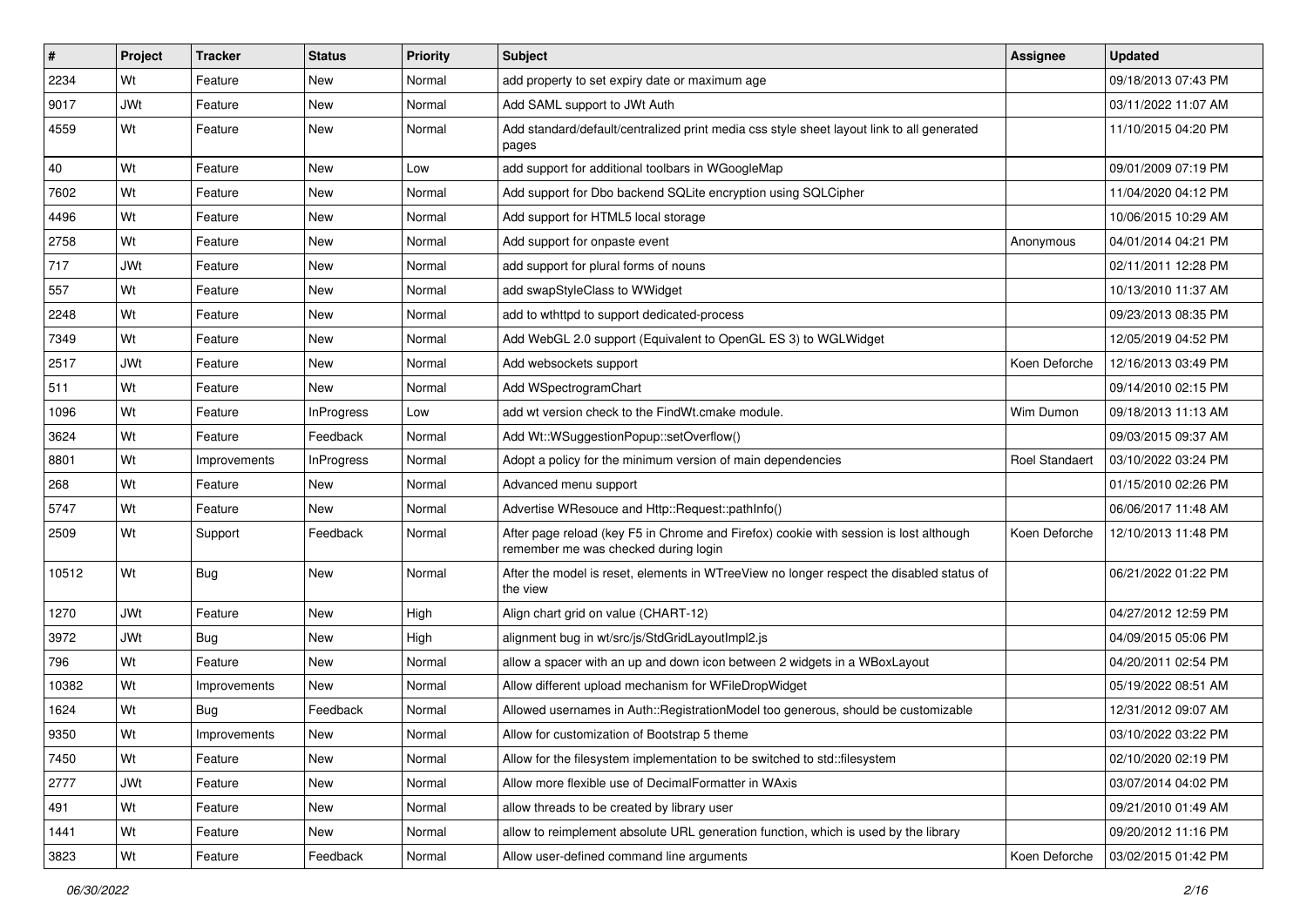| # | Project | Tracker | Status | Priority | Subject | Assignee | Updated |
|---|---|---|---|---|---|---|---|
| 2234 | Wt | Feature | New | Normal | add property to set expiry date or maximum age | | 09/18/2013 07:43 PM |
| 9017 | JWt | Feature | New | Normal | Add SAML support to JWt Auth | | 03/11/2022 11:07 AM |
| 4559 | Wt | Feature | New | Normal | Add standard/default/centralized print media css style sheet layout link to all generated pages | | 11/10/2015 04:20 PM |
| 40 | Wt | Feature | New | Low | add support for additional toolbars in WGoogleMap | | 09/01/2009 07:19 PM |
| 7602 | Wt | Feature | New | Normal | Add support for Dbo backend SQLite encryption using SQLCipher | | 11/04/2020 04:12 PM |
| 4496 | Wt | Feature | New | Normal | Add support for HTML5 local storage | | 10/06/2015 10:29 AM |
| 2758 | Wt | Feature | New | Normal | Add support for onpaste event | Anonymous | 04/01/2014 04:21 PM |
| 717 | JWt | Feature | New | Normal | add support for plural forms of nouns | | 02/11/2011 12:28 PM |
| 557 | Wt | Feature | New | Normal | add swapStyleClass to WWidget | | 10/13/2010 11:37 AM |
| 2248 | Wt | Feature | New | Normal | add to wthttpd to support dedicated-process | | 09/23/2013 08:35 PM |
| 7349 | Wt | Feature | New | Normal | Add WebGL 2.0 support (Equivalent to OpenGL ES 3) to WGLWidget | | 12/05/2019 04:52 PM |
| 2517 | JWt | Feature | New | Normal | Add websockets support | Koen Deforche | 12/16/2013 03:49 PM |
| 511 | Wt | Feature | New | Normal | Add WSpectrogramChart | | 09/14/2010 02:15 PM |
| 1096 | Wt | Feature | InProgress | Low | add wt version check to the FindWt.cmake module. | Wim Dumon | 09/18/2013 11:13 AM |
| 3624 | Wt | Feature | Feedback | Normal | Add Wt::WSuggestionPopup::setOverflow() | | 09/03/2015 09:37 AM |
| 8801 | Wt | Improvements | InProgress | Normal | Adopt a policy for the minimum version of main dependencies | Roel Standaert | 03/10/2022 03:24 PM |
| 268 | Wt | Feature | New | Normal | Advanced menu support | | 01/15/2010 02:26 PM |
| 5747 | Wt | Feature | New | Normal | Advertise WResouce and Http::Request::pathInfo() | | 06/06/2017 11:48 AM |
| 2509 | Wt | Support | Feedback | Normal | After page reload (key F5 in Chrome and Firefox) cookie with session is lost although remember me was checked during login | Koen Deforche | 12/10/2013 11:48 PM |
| 10512 | Wt | Bug | New | Normal | After the model is reset, elements in WTreeView no longer respect the disabled status of the view | | 06/21/2022 01:22 PM |
| 1270 | JWt | Feature | New | High | Align chart grid on value (CHART-12) | | 04/27/2012 12:59 PM |
| 3972 | JWt | Bug | New | High | alignment bug in wt/src/js/StdGridLayoutImpl2.js | | 04/09/2015 05:06 PM |
| 796 | Wt | Feature | New | Normal | allow a spacer with an up and down icon between 2 widgets in a WBoxLayout | | 04/20/2011 02:54 PM |
| 10382 | Wt | Improvements | New | Normal | Allow different upload mechanism for WFileDropWidget | | 05/19/2022 08:51 AM |
| 1624 | Wt | Bug | Feedback | Normal | Allowed usernames in Auth::RegistrationModel too generous, should be customizable | | 12/31/2012 09:07 AM |
| 9350 | Wt | Improvements | New | Normal | Allow for customization of Bootstrap 5 theme | | 03/10/2022 03:22 PM |
| 7450 | Wt | Feature | New | Normal | Allow for the filesystem implementation to be switched to std::filesystem | | 02/10/2020 02:19 PM |
| 2777 | JWt | Feature | New | Normal | Allow more flexible use of DecimalFormatter in WAxis | | 03/07/2014 04:02 PM |
| 491 | Wt | Feature | New | Normal | allow threads to be created by library user | | 09/21/2010 01:49 AM |
| 1441 | Wt | Feature | New | Normal | allow to reimplement absolute URL generation function, which is used by the library | | 09/20/2012 11:16 PM |
| 3823 | Wt | Feature | Feedback | Normal | Allow user-defined command line arguments | Koen Deforche | 03/02/2015 01:42 PM |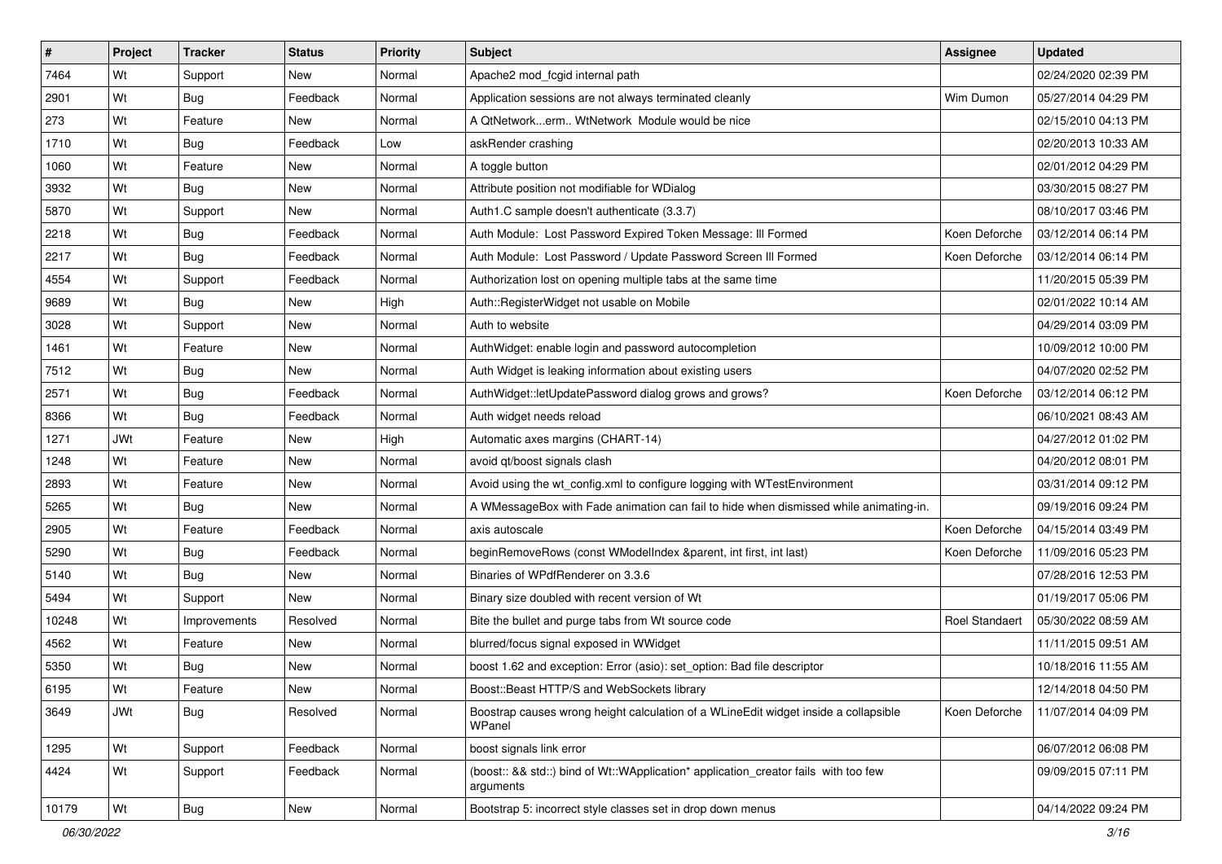| # | Project | Tracker | Status | Priority | Subject | Assignee | Updated |
|---|---|---|---|---|---|---|---|
| 7464 | Wt | Support | New | Normal | Apache2 mod_fcgid internal path | | 02/24/2020 02:39 PM |
| 2901 | Wt | Bug | Feedback | Normal | Application sessions are not always terminated cleanly | Wim Dumon | 05/27/2014 04:29 PM |
| 273 | Wt | Feature | New | Normal | A QtNetwork...erm.. WtNetwork Module would be nice | | 02/15/2010 04:13 PM |
| 1710 | Wt | Bug | Feedback | Low | askRender crashing | | 02/20/2013 10:33 AM |
| 1060 | Wt | Feature | New | Normal | A toggle button | | 02/01/2012 04:29 PM |
| 3932 | Wt | Bug | New | Normal | Attribute position not modifiable for WDialog | | 03/30/2015 08:27 PM |
| 5870 | Wt | Support | New | Normal | Auth1.C sample doesn't authenticate (3.3.7) | | 08/10/2017 03:46 PM |
| 2218 | Wt | Bug | Feedback | Normal | Auth Module: Lost Password Expired Token Message: Ill Formed | Koen Deforche | 03/12/2014 06:14 PM |
| 2217 | Wt | Bug | Feedback | Normal | Auth Module: Lost Password / Update Password Screen Ill Formed | Koen Deforche | 03/12/2014 06:14 PM |
| 4554 | Wt | Support | Feedback | Normal | Authorization lost on opening multiple tabs at the same time | | 11/20/2015 05:39 PM |
| 9689 | Wt | Bug | New | High | Auth::RegisterWidget not usable on Mobile | | 02/01/2022 10:14 AM |
| 3028 | Wt | Support | New | Normal | Auth to website | | 04/29/2014 03:09 PM |
| 1461 | Wt | Feature | New | Normal | AuthWidget: enable login and password autocompletion | | 10/09/2012 10:00 PM |
| 7512 | Wt | Bug | New | Normal | Auth Widget is leaking information about existing users | | 04/07/2020 02:52 PM |
| 2571 | Wt | Bug | Feedback | Normal | AuthWidget::letUpdatePassword dialog grows and grows? | Koen Deforche | 03/12/2014 06:12 PM |
| 8366 | Wt | Bug | Feedback | Normal | Auth widget needs reload | | 06/10/2021 08:43 AM |
| 1271 | JWt | Feature | New | High | Automatic axes margins (CHART-14) | | 04/27/2012 01:02 PM |
| 1248 | Wt | Feature | New | Normal | avoid qt/boost signals clash | | 04/20/2012 08:01 PM |
| 2893 | Wt | Feature | New | Normal | Avoid using the wt_config.xml to configure logging with WTestEnvironment | | 03/31/2014 09:12 PM |
| 5265 | Wt | Bug | New | Normal | A WMessageBox with Fade animation can fail to hide when dismissed while animating-in. | | 09/19/2016 09:24 PM |
| 2905 | Wt | Feature | Feedback | Normal | axis autoscale | Koen Deforche | 04/15/2014 03:49 PM |
| 5290 | Wt | Bug | Feedback | Normal | beginRemoveRows (const WModelIndex &parent, int first, int last) | Koen Deforche | 11/09/2016 05:23 PM |
| 5140 | Wt | Bug | New | Normal | Binaries of WPdfRenderer on 3.3.6 | | 07/28/2016 12:53 PM |
| 5494 | Wt | Support | New | Normal | Binary size doubled with recent version of Wt | | 01/19/2017 05:06 PM |
| 10248 | Wt | Improvements | Resolved | Normal | Bite the bullet and purge tabs from Wt source code | Roel Standaert | 05/30/2022 08:59 AM |
| 4562 | Wt | Feature | New | Normal | blurred/focus signal exposed in WWidget | | 11/11/2015 09:51 AM |
| 5350 | Wt | Bug | New | Normal | boost 1.62 and exception: Error (asio): set_option: Bad file descriptor | | 10/18/2016 11:55 AM |
| 6195 | Wt | Feature | New | Normal | Boost::Beast HTTP/S and WebSockets library | | 12/14/2018 04:50 PM |
| 3649 | JWt | Bug | Resolved | Normal | Boostrap causes wrong height calculation of a WLineEdit widget inside a collapsible WPanel | Koen Deforche | 11/07/2014 04:09 PM |
| 1295 | Wt | Support | Feedback | Normal | boost signals link error | | 06/07/2012 06:08 PM |
| 4424 | Wt | Support | Feedback | Normal | (boost:: && std::) bind of Wt::WApplication* application_creator fails with too few arguments | | 09/09/2015 07:11 PM |
| 10179 | Wt | Bug | New | Normal | Bootstrap 5: incorrect style classes set in drop down menus | | 04/14/2022 09:24 PM |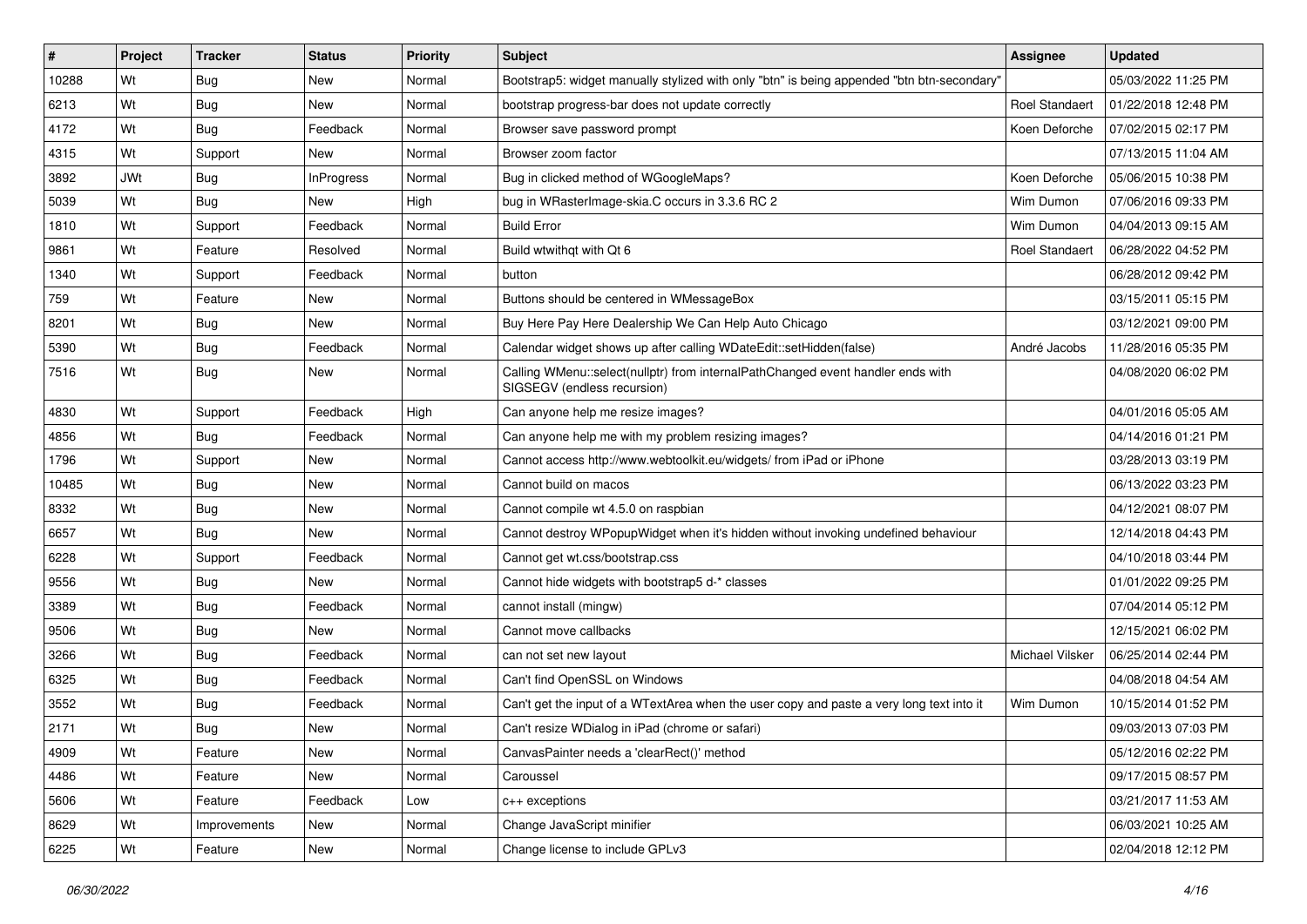| # | Project | Tracker | Status | Priority | Subject | Assignee | Updated |
|---|---|---|---|---|---|---|---|
| 10288 | Wt | Bug | New | Normal | Bootstrap5: widget manually stylized with only "btn" is being appended "btn btn-secondary" | | 05/03/2022 11:25 PM |
| 6213 | Wt | Bug | New | Normal | bootstrap progress-bar does not update correctly | Roel Standaert | 01/22/2018 12:48 PM |
| 4172 | Wt | Bug | Feedback | Normal | Browser save password prompt | Koen Deforche | 07/02/2015 02:17 PM |
| 4315 | Wt | Support | New | Normal | Browser zoom factor | | 07/13/2015 11:04 AM |
| 3892 | JWt | Bug | InProgress | Normal | Bug in clicked method of WGoogleMaps? | Koen Deforche | 05/06/2015 10:38 PM |
| 5039 | Wt | Bug | New | High | bug in WRasterImage-skia.C occurs in 3.3.6 RC 2 | Wim Dumon | 07/06/2016 09:33 PM |
| 1810 | Wt | Support | Feedback | Normal | Build Error | Wim Dumon | 04/04/2013 09:15 AM |
| 9861 | Wt | Feature | Resolved | Normal | Build wtwithqt with Qt 6 | Roel Standaert | 06/28/2022 04:52 PM |
| 1340 | Wt | Support | Feedback | Normal | button | | 06/28/2012 09:42 PM |
| 759 | Wt | Feature | New | Normal | Buttons should be centered in WMessageBox | | 03/15/2011 05:15 PM |
| 8201 | Wt | Bug | New | Normal | Buy Here Pay Here Dealership We Can Help Auto Chicago | | 03/12/2021 09:00 PM |
| 5390 | Wt | Bug | Feedback | Normal | Calendar widget shows up after calling WDateEdit::setHidden(false) | André Jacobs | 11/28/2016 05:35 PM |
| 7516 | Wt | Bug | New | Normal | Calling WMenu::select(nullptr) from internalPathChanged event handler ends with SIGSEGV (endless recursion) | | 04/08/2020 06:02 PM |
| 4830 | Wt | Support | Feedback | High | Can anyone help me resize images? | | 04/01/2016 05:05 AM |
| 4856 | Wt | Bug | Feedback | Normal | Can anyone help me with my problem resizing images? | | 04/14/2016 01:21 PM |
| 1796 | Wt | Support | New | Normal | Cannot access http://www.webtoolkit.eu/widgets/ from iPad or iPhone | | 03/28/2013 03:19 PM |
| 10485 | Wt | Bug | New | Normal | Cannot build on macos | | 06/13/2022 03:23 PM |
| 8332 | Wt | Bug | New | Normal | Cannot compile wt 4.5.0 on raspbian | | 04/12/2021 08:07 PM |
| 6657 | Wt | Bug | New | Normal | Cannot destroy WPopupWidget when it's hidden without invoking undefined behaviour | | 12/14/2018 04:43 PM |
| 6228 | Wt | Support | Feedback | Normal | Cannot get wt.css/bootstrap.css | | 04/10/2018 03:44 PM |
| 9556 | Wt | Bug | New | Normal | Cannot hide widgets with bootstrap5 d-* classes | | 01/01/2022 09:25 PM |
| 3389 | Wt | Bug | Feedback | Normal | cannot install (mingw) | | 07/04/2014 05:12 PM |
| 9506 | Wt | Bug | New | Normal | Cannot move callbacks | | 12/15/2021 06:02 PM |
| 3266 | Wt | Bug | Feedback | Normal | can not set new layout | Michael Vilsker | 06/25/2014 02:44 PM |
| 6325 | Wt | Bug | Feedback | Normal | Can't find OpenSSL on Windows | | 04/08/2018 04:54 AM |
| 3552 | Wt | Bug | Feedback | Normal | Can't get the input of a WTextArea when the user copy and paste a very long text into it | Wim Dumon | 10/15/2014 01:52 PM |
| 2171 | Wt | Bug | New | Normal | Can't resize WDialog in iPad (chrome or safari) | | 09/03/2013 07:03 PM |
| 4909 | Wt | Feature | New | Normal | CanvasPainter needs a 'clearRect()' method | | 05/12/2016 02:22 PM |
| 4486 | Wt | Feature | New | Normal | Caroussel | | 09/17/2015 08:57 PM |
| 5606 | Wt | Feature | Feedback | Low | c++ exceptions | | 03/21/2017 11:53 AM |
| 8629 | Wt | Improvements | New | Normal | Change JavaScript minifier | | 06/03/2021 10:25 AM |
| 6225 | Wt | Feature | New | Normal | Change license to include GPLv3 | | 02/04/2018 12:12 PM |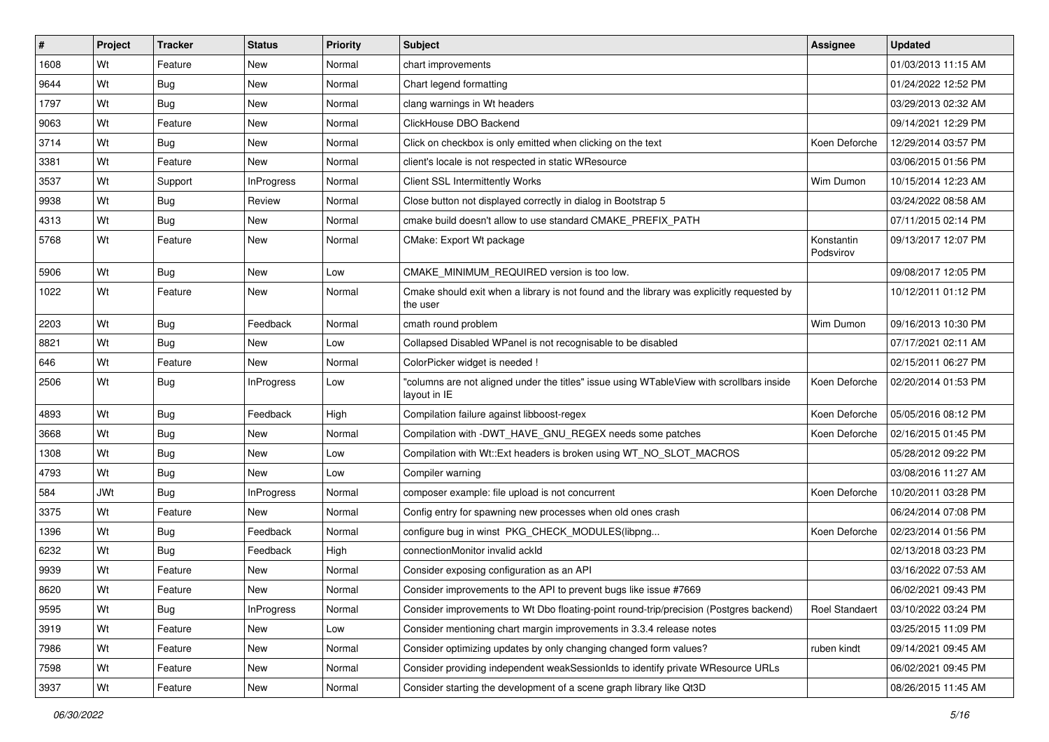| # | Project | Tracker | Status | Priority | Subject | Assignee | Updated |
|---|---|---|---|---|---|---|---|
| 1608 | Wt | Feature | New | Normal | chart improvements | | 01/03/2013 11:15 AM |
| 9644 | Wt | Bug | New | Normal | Chart legend formatting | | 01/24/2022 12:52 PM |
| 1797 | Wt | Bug | New | Normal | clang warnings in Wt headers | | 03/29/2013 02:32 AM |
| 9063 | Wt | Feature | New | Normal | ClickHouse DBO Backend | | 09/14/2021 12:29 PM |
| 3714 | Wt | Bug | New | Normal | Click on checkbox is only emitted when clicking on the text | Koen Deforche | 12/29/2014 03:57 PM |
| 3381 | Wt | Feature | New | Normal | client's locale is not respected in static WResource | | 03/06/2015 01:56 PM |
| 3537 | Wt | Support | InProgress | Normal | Client SSL Intermittently Works | Wim Dumon | 10/15/2014 12:23 AM |
| 9938 | Wt | Bug | Review | Normal | Close button not displayed correctly in dialog in Bootstrap 5 | | 03/24/2022 08:58 AM |
| 4313 | Wt | Bug | New | Normal | cmake build doesn't allow to use standard CMAKE_PREFIX_PATH | | 07/11/2015 02:14 PM |
| 5768 | Wt | Feature | New | Normal | CMake: Export Wt package | Konstantin Podsvirov | 09/13/2017 12:07 PM |
| 5906 | Wt | Bug | New | Low | CMAKE_MINIMUM_REQUIRED version is too low. | | 09/08/2017 12:05 PM |
| 1022 | Wt | Feature | New | Normal | Cmake should exit when a library is not found and the library was explicitly requested by the user | | 10/12/2011 01:12 PM |
| 2203 | Wt | Bug | Feedback | Normal | cmath round problem | Wim Dumon | 09/16/2013 10:30 PM |
| 8821 | Wt | Bug | New | Low | Collapsed Disabled WPanel is not recognisable to be disabled | | 07/17/2021 02:11 AM |
| 646 | Wt | Feature | New | Normal | ColorPicker widget is needed ! | | 02/15/2011 06:27 PM |
| 2506 | Wt | Bug | InProgress | Low | "columns are not aligned under the titles" issue using WTableView with scrollbars inside layout in IE | Koen Deforche | 02/20/2014 01:53 PM |
| 4893 | Wt | Bug | Feedback | High | Compilation failure against libboost-regex | Koen Deforche | 05/05/2016 08:12 PM |
| 3668 | Wt | Bug | New | Normal | Compilation with -DWT_HAVE_GNU_REGEX needs some patches | Koen Deforche | 02/16/2015 01:45 PM |
| 1308 | Wt | Bug | New | Low | Compilation with Wt::Ext headers is broken using WT_NO_SLOT_MACROS | | 05/28/2012 09:22 PM |
| 4793 | Wt | Bug | New | Low | Compiler warning | | 03/08/2016 11:27 AM |
| 584 | JWt | Bug | InProgress | Normal | composer example: file upload is not concurrent | Koen Deforche | 10/20/2011 03:28 PM |
| 3375 | Wt | Feature | New | Normal | Config entry for spawning new processes when old ones crash | | 06/24/2014 07:08 PM |
| 1396 | Wt | Bug | Feedback | Normal | configure bug in winst PKG_CHECK_MODULES(libpng... | Koen Deforche | 02/23/2014 01:56 PM |
| 6232 | Wt | Bug | Feedback | High | connectionMonitor invalid ackId | | 02/13/2018 03:23 PM |
| 9939 | Wt | Feature | New | Normal | Consider exposing configuration as an API | | 03/16/2022 07:53 AM |
| 8620 | Wt | Feature | New | Normal | Consider improvements to the API to prevent bugs like issue #7669 | | 06/02/2021 09:43 PM |
| 9595 | Wt | Bug | InProgress | Normal | Consider improvements to Wt Dbo floating-point round-trip/precision (Postgres backend) | Roel Standaert | 03/10/2022 03:24 PM |
| 3919 | Wt | Feature | New | Low | Consider mentioning chart margin improvements in 3.3.4 release notes | | 03/25/2015 11:09 PM |
| 7986 | Wt | Feature | New | Normal | Consider optimizing updates by only changing changed form values? | ruben kindt | 09/14/2021 09:45 AM |
| 7598 | Wt | Feature | New | Normal | Consider providing independent weakSessionIds to identify private WResource URLs | | 06/02/2021 09:45 PM |
| 3937 | Wt | Feature | New | Normal | Consider starting the development of a scene graph library like Qt3D | | 08/26/2015 11:45 AM |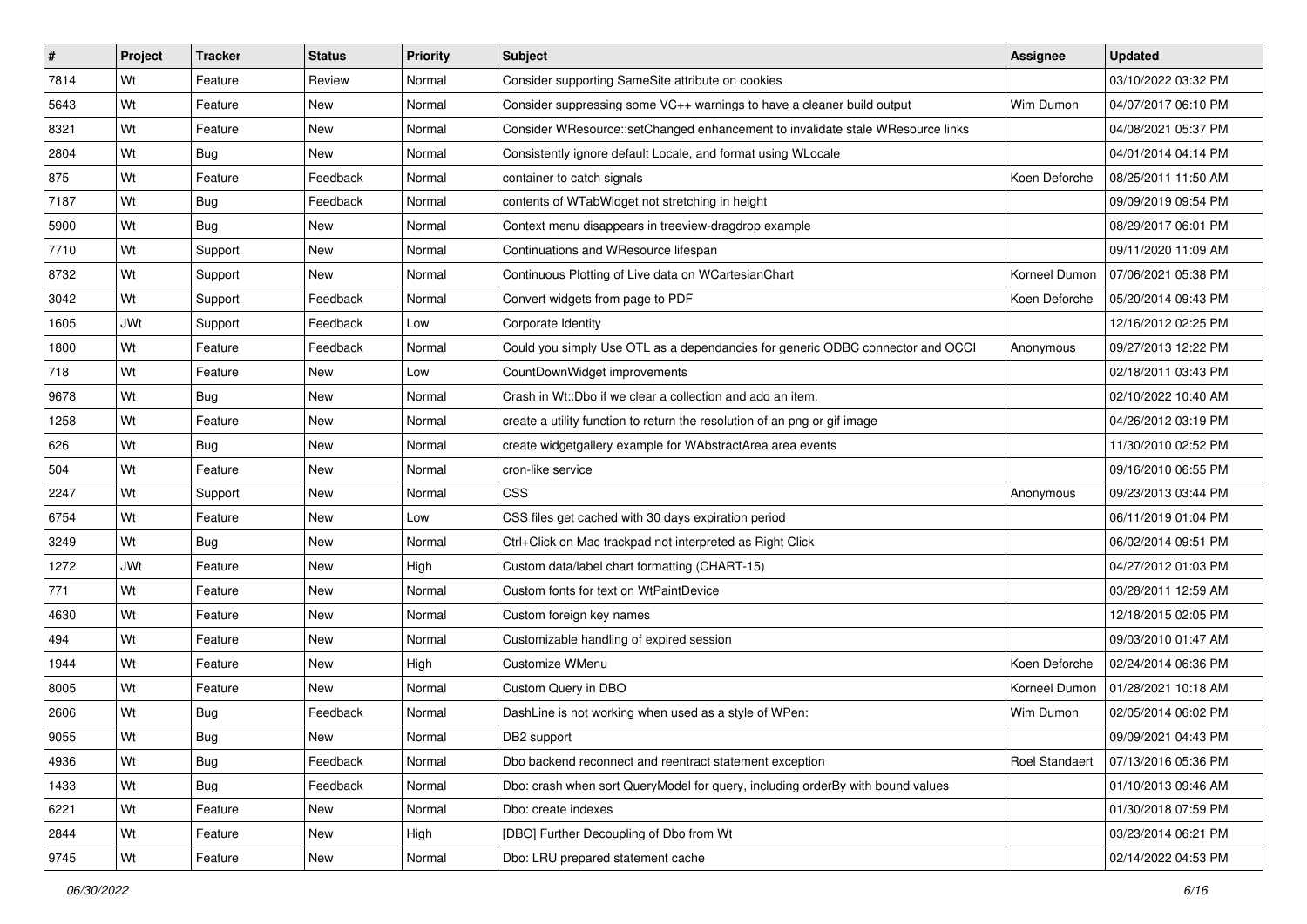| # | Project | Tracker | Status | Priority | Subject | Assignee | Updated |
|---|---|---|---|---|---|---|---|
| 7814 | Wt | Feature | Review | Normal | Consider supporting SameSite attribute on cookies | | 03/10/2022 03:32 PM |
| 5643 | Wt | Feature | New | Normal | Consider suppressing some VC++ warnings to have a cleaner build output | Wim Dumon | 04/07/2017 06:10 PM |
| 8321 | Wt | Feature | New | Normal | Consider WResource::setChanged enhancement to invalidate stale WResource links | | 04/08/2021 05:37 PM |
| 2804 | Wt | Bug | New | Normal | Consistently ignore default Locale, and format using WLocale | | 04/01/2014 04:14 PM |
| 875 | Wt | Feature | Feedback | Normal | container to catch signals | Koen Deforche | 08/25/2011 11:50 AM |
| 7187 | Wt | Bug | Feedback | Normal | contents of WTabWidget not stretching in height | | 09/09/2019 09:54 PM |
| 5900 | Wt | Bug | New | Normal | Context menu disappears in treeview-dragdrop example | | 08/29/2017 06:01 PM |
| 7710 | Wt | Support | New | Normal | Continuations and WResource lifespan | | 09/11/2020 11:09 AM |
| 8732 | Wt | Support | New | Normal | Continuous Plotting of Live data on WCartesianChart | Korneel Dumon | 07/06/2021 05:38 PM |
| 3042 | Wt | Support | Feedback | Normal | Convert widgets from page to PDF | Koen Deforche | 05/20/2014 09:43 PM |
| 1605 | JWt | Support | Feedback | Low | Corporate Identity | | 12/16/2012 02:25 PM |
| 1800 | Wt | Feature | Feedback | Normal | Could you simply Use OTL as a dependancies for generic ODBC connector and OCCI | Anonymous | 09/27/2013 12:22 PM |
| 718 | Wt | Feature | New | Low | CountDownWidget improvements | | 02/18/2011 03:43 PM |
| 9678 | Wt | Bug | New | Normal | Crash in Wt::Dbo if we clear a collection and add an item. | | 02/10/2022 10:40 AM |
| 1258 | Wt | Feature | New | Normal | create a utility function to return the resolution of an png or gif image | | 04/26/2012 03:19 PM |
| 626 | Wt | Bug | New | Normal | create widgetgallery example for WAbstractArea area events | | 11/30/2010 02:52 PM |
| 504 | Wt | Feature | New | Normal | cron-like service | | 09/16/2010 06:55 PM |
| 2247 | Wt | Support | New | Normal | CSS | Anonymous | 09/23/2013 03:44 PM |
| 6754 | Wt | Feature | New | Low | CSS files get cached with 30 days expiration period | | 06/11/2019 01:04 PM |
| 3249 | Wt | Bug | New | Normal | Ctrl+Click on Mac trackpad not interpreted as Right Click | | 06/02/2014 09:51 PM |
| 1272 | JWt | Feature | New | High | Custom data/label chart formatting (CHART-15) | | 04/27/2012 01:03 PM |
| 771 | Wt | Feature | New | Normal | Custom fonts for text on WtPaintDevice | | 03/28/2011 12:59 AM |
| 4630 | Wt | Feature | New | Normal | Custom foreign key names | | 12/18/2015 02:05 PM |
| 494 | Wt | Feature | New | Normal | Customizable handling of expired session | | 09/03/2010 01:47 AM |
| 1944 | Wt | Feature | New | High | Customize WMenu | Koen Deforche | 02/24/2014 06:36 PM |
| 8005 | Wt | Feature | New | Normal | Custom Query in DBO | Korneel Dumon | 01/28/2021 10:18 AM |
| 2606 | Wt | Bug | Feedback | Normal | DashLine is not working when used as a style of WPen: | Wim Dumon | 02/05/2014 06:02 PM |
| 9055 | Wt | Bug | New | Normal | DB2 support | | 09/09/2021 04:43 PM |
| 4936 | Wt | Bug | Feedback | Normal | Dbo backend reconnect and reentract statement exception | Roel Standaert | 07/13/2016 05:36 PM |
| 1433 | Wt | Bug | Feedback | Normal | Dbo: crash when sort QueryModel for query, including orderBy with bound values | | 01/10/2013 09:46 AM |
| 6221 | Wt | Feature | New | Normal | Dbo: create indexes | | 01/30/2018 07:59 PM |
| 2844 | Wt | Feature | New | High | [DBO] Further Decoupling of Dbo from Wt | | 03/23/2014 06:21 PM |
| 9745 | Wt | Feature | New | Normal | Dbo: LRU prepared statement cache | | 02/14/2022 04:53 PM |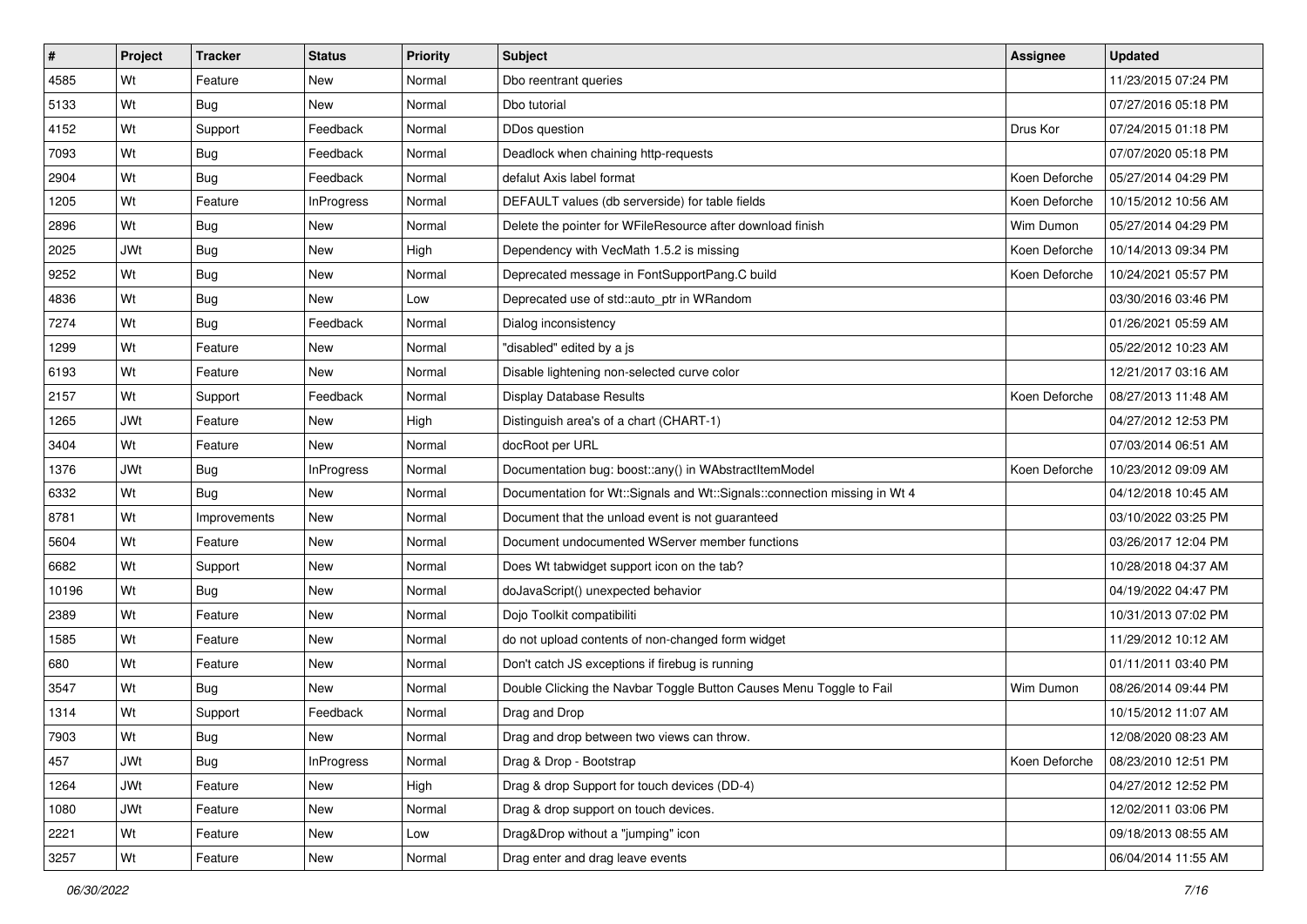| # | Project | Tracker | Status | Priority | Subject | Assignee | Updated |
|---|---|---|---|---|---|---|---|
| 4585 | Wt | Feature | New | Normal | Dbo reentrant queries | | 11/23/2015 07:24 PM |
| 5133 | Wt | Bug | New | Normal | Dbo tutorial | | 07/27/2016 05:18 PM |
| 4152 | Wt | Support | Feedback | Normal | DDos question | Drus Kor | 07/24/2015 01:18 PM |
| 7093 | Wt | Bug | Feedback | Normal | Deadlock when chaining http-requests | | 07/07/2020 05:18 PM |
| 2904 | Wt | Bug | Feedback | Normal | defalut Axis label format | Koen Deforche | 05/27/2014 04:29 PM |
| 1205 | Wt | Feature | InProgress | Normal | DEFAULT values (db serverside) for table fields | Koen Deforche | 10/15/2012 10:56 AM |
| 2896 | Wt | Bug | New | Normal | Delete the pointer for WFileResource after download finish | Wim Dumon | 05/27/2014 04:29 PM |
| 2025 | JWt | Bug | New | High | Dependency with VecMath 1.5.2 is missing | Koen Deforche | 10/14/2013 09:34 PM |
| 9252 | Wt | Bug | New | Normal | Deprecated message in FontSupportPang.C build | Koen Deforche | 10/24/2021 05:57 PM |
| 4836 | Wt | Bug | New | Low | Deprecated use of std::auto_ptr in WRandom | | 03/30/2016 03:46 PM |
| 7274 | Wt | Bug | Feedback | Normal | Dialog inconsistency | | 01/26/2021 05:59 AM |
| 1299 | Wt | Feature | New | Normal | "disabled" edited by a js | | 05/22/2012 10:23 AM |
| 6193 | Wt | Feature | New | Normal | Disable lightening non-selected curve color | | 12/21/2017 03:16 AM |
| 2157 | Wt | Support | Feedback | Normal | Display Database Results | Koen Deforche | 08/27/2013 11:48 AM |
| 1265 | JWt | Feature | New | High | Distinguish area's of a chart (CHART-1) | | 04/27/2012 12:53 PM |
| 3404 | Wt | Feature | New | Normal | docRoot per URL | | 07/03/2014 06:51 AM |
| 1376 | JWt | Bug | InProgress | Normal | Documentation bug: boost::any() in WAbstractItemModel | Koen Deforche | 10/23/2012 09:09 AM |
| 6332 | Wt | Bug | New | Normal | Documentation for Wt::Signals and Wt::Signals::connection missing in Wt 4 | | 04/12/2018 10:45 AM |
| 8781 | Wt | Improvements | New | Normal | Document that the unload event is not guaranteed | | 03/10/2022 03:25 PM |
| 5604 | Wt | Feature | New | Normal | Document undocumented WServer member functions | | 03/26/2017 12:04 PM |
| 6682 | Wt | Support | New | Normal | Does Wt tabwidget support icon on the tab? | | 10/28/2018 04:37 AM |
| 10196 | Wt | Bug | New | Normal | doJavaScript() unexpected behavior | | 04/19/2022 04:47 PM |
| 2389 | Wt | Feature | New | Normal | Dojo Toolkit compatibiliti | | 10/31/2013 07:02 PM |
| 1585 | Wt | Feature | New | Normal | do not upload contents of non-changed form widget | | 11/29/2012 10:12 AM |
| 680 | Wt | Feature | New | Normal | Don't catch JS exceptions if firebug is running | | 01/11/2011 03:40 PM |
| 3547 | Wt | Bug | New | Normal | Double Clicking the Navbar Toggle Button Causes Menu Toggle to Fail | Wim Dumon | 08/26/2014 09:44 PM |
| 1314 | Wt | Support | Feedback | Normal | Drag and Drop | | 10/15/2012 11:07 AM |
| 7903 | Wt | Bug | New | Normal | Drag and drop between two views can throw. | | 12/08/2020 08:23 AM |
| 457 | JWt | Bug | InProgress | Normal | Drag & Drop - Bootstrap | Koen Deforche | 08/23/2010 12:51 PM |
| 1264 | JWt | Feature | New | High | Drag & drop Support for touch devices (DD-4) | | 04/27/2012 12:52 PM |
| 1080 | JWt | Feature | New | Normal | Drag & drop support on touch devices. | | 12/02/2011 03:06 PM |
| 2221 | Wt | Feature | New | Low | Drag&Drop without a "jumping" icon | | 09/18/2013 08:55 AM |
| 3257 | Wt | Feature | New | Normal | Drag enter and drag leave events | | 06/04/2014 11:55 AM |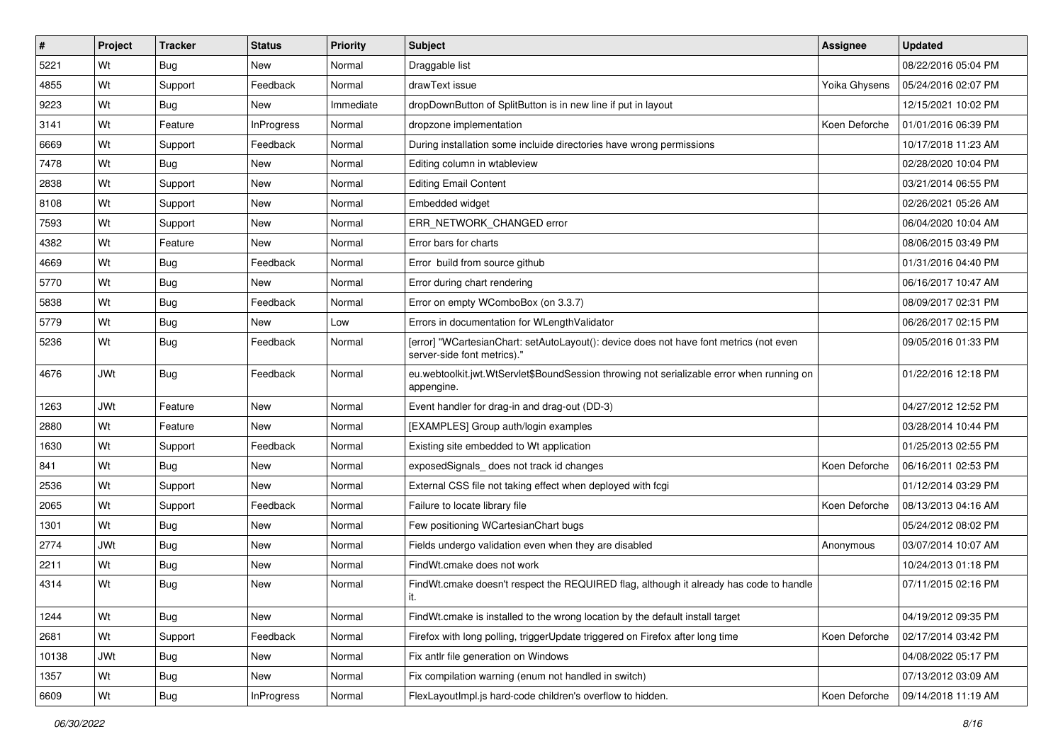| # | Project | Tracker | Status | Priority | Subject | Assignee | Updated |
|---|---|---|---|---|---|---|---|
| 5221 | Wt | Bug | New | Normal | Draggable list | | 08/22/2016 05:04 PM |
| 4855 | Wt | Support | Feedback | Normal | drawText issue | Yoika Ghysens | 05/24/2016 02:07 PM |
| 9223 | Wt | Bug | New | Immediate | dropDownButton of SplitButton is in new line if put in layout | | 12/15/2021 10:02 PM |
| 3141 | Wt | Feature | InProgress | Normal | dropzone implementation | Koen Deforche | 01/01/2016 06:39 PM |
| 6669 | Wt | Support | Feedback | Normal | During installation some incluide directories have wrong permissions | | 10/17/2018 11:23 AM |
| 7478 | Wt | Bug | New | Normal | Editing column in wtableview | | 02/28/2020 10:04 PM |
| 2838 | Wt | Support | New | Normal | Editing Email Content | | 03/21/2014 06:55 PM |
| 8108 | Wt | Support | New | Normal | Embedded widget | | 02/26/2021 05:26 AM |
| 7593 | Wt | Support | New | Normal | ERR_NETWORK_CHANGED error | | 06/04/2020 10:04 AM |
| 4382 | Wt | Feature | New | Normal | Error bars for charts | | 08/06/2015 03:49 PM |
| 4669 | Wt | Bug | Feedback | Normal | Error  build from source github | | 01/31/2016 04:40 PM |
| 5770 | Wt | Bug | New | Normal | Error during chart rendering | | 06/16/2017 10:47 AM |
| 5838 | Wt | Bug | Feedback | Normal | Error on empty WComboBox (on 3.3.7) | | 08/09/2017 02:31 PM |
| 5779 | Wt | Bug | New | Low | Errors in documentation for WLengthValidator | | 06/26/2017 02:15 PM |
| 5236 | Wt | Bug | Feedback | Normal | [error] "WCartesianChart: setAutoLayout(): device does not have font metrics (not even server-side font metrics)." | | 09/05/2016 01:33 PM |
| 4676 | JWt | Bug | Feedback | Normal | eu.webtoolkit.jwt.WtServlet$BoundSession throwing not serializable error when running on appengine. | | 01/22/2016 12:18 PM |
| 1263 | JWt | Feature | New | Normal | Event handler for drag-in and drag-out (DD-3) | | 04/27/2012 12:52 PM |
| 2880 | Wt | Feature | New | Normal | [EXAMPLES] Group auth/login examples | | 03/28/2014 10:44 PM |
| 1630 | Wt | Support | Feedback | Normal | Existing site embedded to Wt application | | 01/25/2013 02:55 PM |
| 841 | Wt | Bug | New | Normal | exposedSignals_ does not track id changes | Koen Deforche | 06/16/2011 02:53 PM |
| 2536 | Wt | Support | New | Normal | External CSS file not taking effect when deployed with fcgi | | 01/12/2014 03:29 PM |
| 2065 | Wt | Support | Feedback | Normal | Failure to locate library file | Koen Deforche | 08/13/2013 04:16 AM |
| 1301 | Wt | Bug | New | Normal | Few positioning WCartesianChart bugs | | 05/24/2012 08:02 PM |
| 2774 | JWt | Bug | New | Normal | Fields undergo validation even when they are disabled | Anonymous | 03/07/2014 10:07 AM |
| 2211 | Wt | Bug | New | Normal | FindWt.cmake does not work | | 10/24/2013 01:18 PM |
| 4314 | Wt | Bug | New | Normal | FindWt.cmake doesn't respect the REQUIRED flag, although it already has code to handle it. | | 07/11/2015 02:16 PM |
| 1244 | Wt | Bug | New | Normal | FindWt.cmake is installed to the wrong location by the default install target | | 04/19/2012 09:35 PM |
| 2681 | Wt | Support | Feedback | Normal | Firefox with long polling, triggerUpdate triggered on Firefox after long time | Koen Deforche | 02/17/2014 03:42 PM |
| 10138 | JWt | Bug | New | Normal | Fix antlr file generation on Windows | | 04/08/2022 05:17 PM |
| 1357 | Wt | Bug | New | Normal | Fix compilation warning (enum not handled in switch) | | 07/13/2012 03:09 AM |
| 6609 | Wt | Bug | InProgress | Normal | FlexLayoutImpl.js hard-code children's overflow to hidden. | Koen Deforche | 09/14/2018 11:19 AM |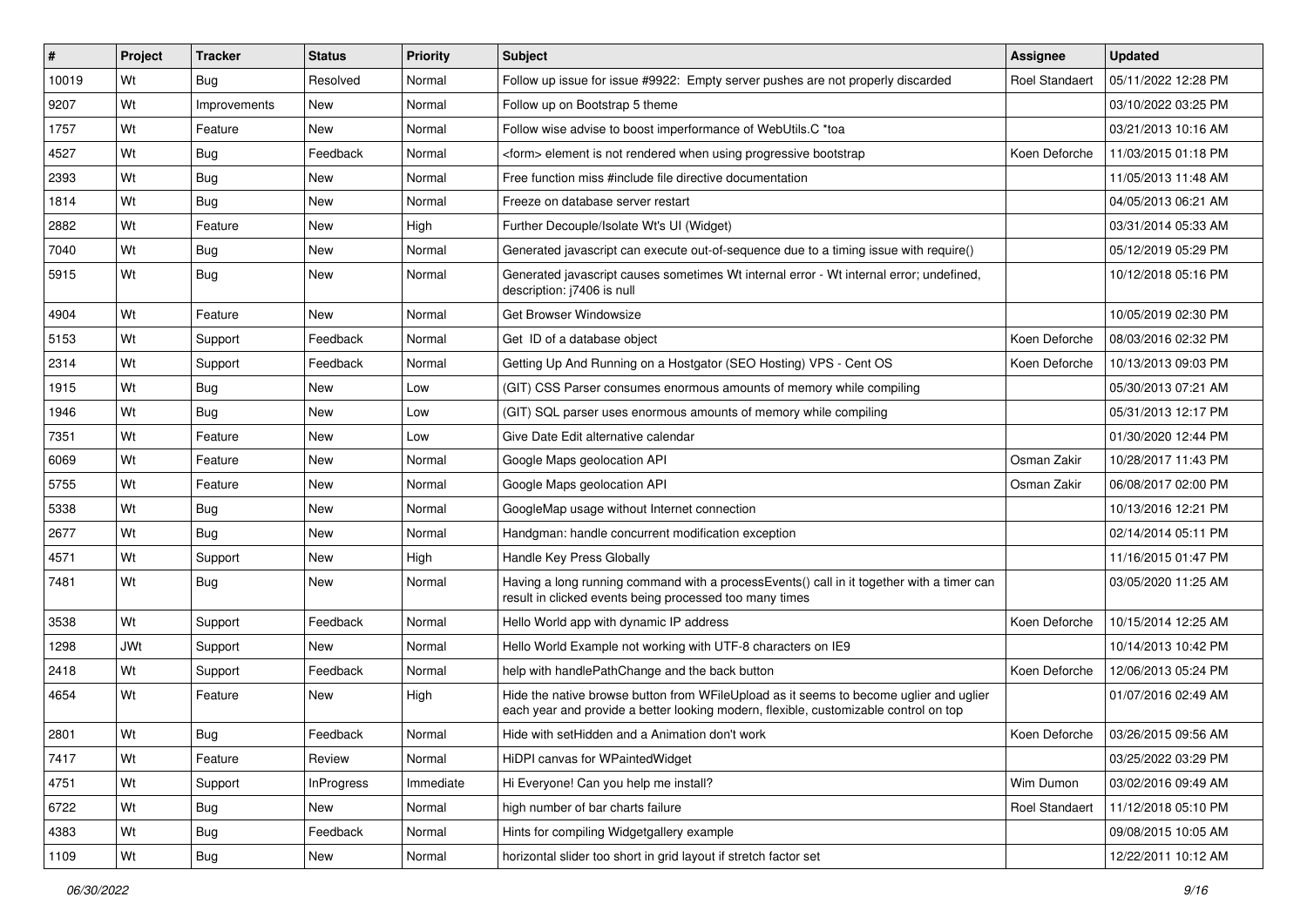| # | Project | Tracker | Status | Priority | Subject | Assignee | Updated |
|---|---|---|---|---|---|---|---|
| 10019 | Wt | Bug | Resolved | Normal | Follow up issue for issue #9922: Empty server pushes are not properly discarded | Roel Standaert | 05/11/2022 12:28 PM |
| 9207 | Wt | Improvements | New | Normal | Follow up on Bootstrap 5 theme | | 03/10/2022 03:25 PM |
| 1757 | Wt | Feature | New | Normal | Follow wise advise to boost imperformance of WebUtils.C *toa | | 03/21/2013 10:16 AM |
| 4527 | Wt | Bug | Feedback | Normal | <form> element is not rendered when using progressive bootstrap | Koen Deforche | 11/03/2015 01:18 PM |
| 2393 | Wt | Bug | New | Normal | Free function miss #include file directive documentation | | 11/05/2013 11:48 AM |
| 1814 | Wt | Bug | New | Normal | Freeze on database server restart | | 04/05/2013 06:21 AM |
| 2882 | Wt | Feature | New | High | Further Decouple/Isolate Wt's UI (Widget) | | 03/31/2014 05:33 AM |
| 7040 | Wt | Bug | New | Normal | Generated javascript can execute out-of-sequence due to a timing issue with require() | | 05/12/2019 05:29 PM |
| 5915 | Wt | Bug | New | Normal | Generated javascript causes sometimes Wt internal error - Wt internal error; undefined, description: j7406 is null | | 10/12/2018 05:16 PM |
| 4904 | Wt | Feature | New | Normal | Get Browser Windowsize | | 10/05/2019 02:30 PM |
| 5153 | Wt | Support | Feedback | Normal | Get ID of a database object | Koen Deforche | 08/03/2016 02:32 PM |
| 2314 | Wt | Support | Feedback | Normal | Getting Up And Running on a Hostgator (SEO Hosting) VPS - Cent OS | Koen Deforche | 10/13/2013 09:03 PM |
| 1915 | Wt | Bug | New | Low | (GIT) CSS Parser consumes enormous amounts of memory while compiling | | 05/30/2013 07:21 AM |
| 1946 | Wt | Bug | New | Low | (GIT) SQL parser uses enormous amounts of memory while compiling | | 05/31/2013 12:17 PM |
| 7351 | Wt | Feature | New | Low | Give Date Edit alternative calendar | | 01/30/2020 12:44 PM |
| 6069 | Wt | Feature | New | Normal | Google Maps geolocation API | Osman Zakir | 10/28/2017 11:43 PM |
| 5755 | Wt | Feature | New | Normal | Google Maps geolocation API | Osman Zakir | 06/08/2017 02:00 PM |
| 5338 | Wt | Bug | New | Normal | GoogleMap usage without Internet connection | | 10/13/2016 12:21 PM |
| 2677 | Wt | Bug | New | Normal | Handgman: handle concurrent modification exception | | 02/14/2014 05:11 PM |
| 4571 | Wt | Support | New | High | Handle Key Press Globally | | 11/16/2015 01:47 PM |
| 7481 | Wt | Bug | New | Normal | Having a long running command with a processEvents() call in it together with a timer can result in clicked events being processed too many times | | 03/05/2020 11:25 AM |
| 3538 | Wt | Support | Feedback | Normal | Hello World app with dynamic IP address | Koen Deforche | 10/15/2014 12:25 AM |
| 1298 | JWt | Support | New | Normal | Hello World Example not working with UTF-8 characters on IE9 | | 10/14/2013 10:42 PM |
| 2418 | Wt | Support | Feedback | Normal | help with handlePathChange and the back button | Koen Deforche | 12/06/2013 05:24 PM |
| 4654 | Wt | Feature | New | High | Hide the native browse button from WFileUpload as it seems to become uglier and uglier each year and provide a better looking modern, flexible, customizable control on top | | 01/07/2016 02:49 AM |
| 2801 | Wt | Bug | Feedback | Normal | Hide with setHidden and a Animation don't work | Koen Deforche | 03/26/2015 09:56 AM |
| 7417 | Wt | Feature | Review | Normal | HiDPI canvas for WPaintedWidget | | 03/25/2022 03:29 PM |
| 4751 | Wt | Support | InProgress | Immediate | Hi Everyone! Can you help me install? | Wim Dumon | 03/02/2016 09:49 AM |
| 6722 | Wt | Bug | New | Normal | high number of bar charts failure | Roel Standaert | 11/12/2018 05:10 PM |
| 4383 | Wt | Bug | Feedback | Normal | Hints for compiling Widgetgallery example | | 09/08/2015 10:05 AM |
| 1109 | Wt | Bug | New | Normal | horizontal slider too short in grid layout if stretch factor set | | 12/22/2011 10:12 AM |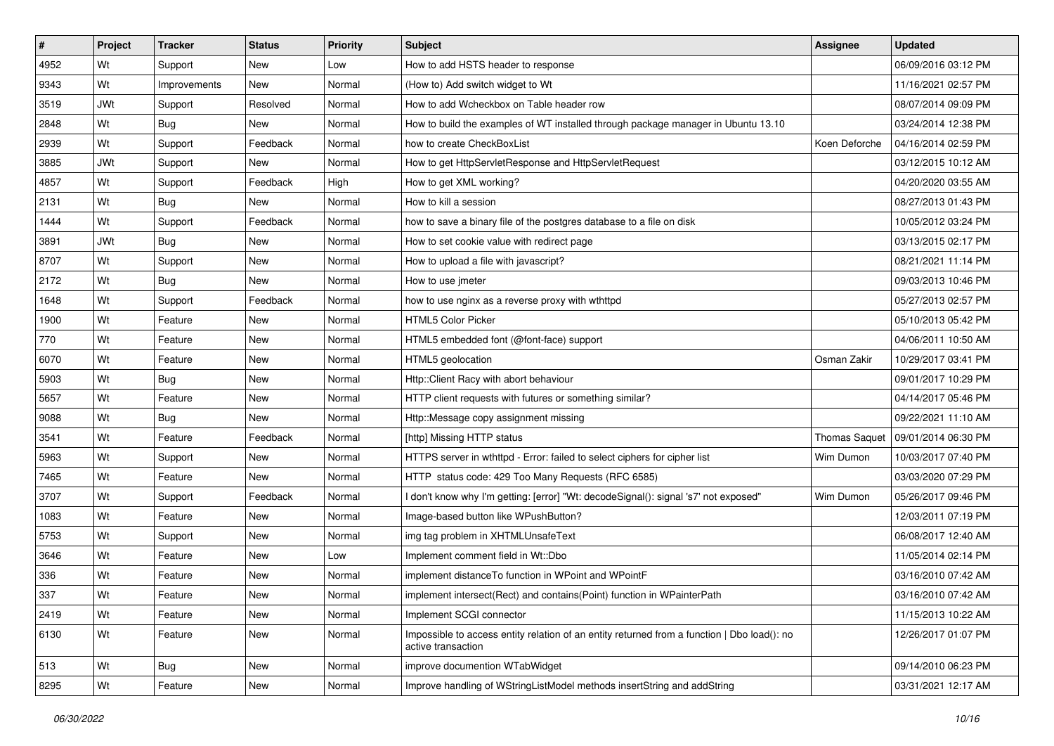| # | Project | Tracker | Status | Priority | Subject | Assignee | Updated |
|---|---|---|---|---|---|---|---|
| 4952 | Wt | Support | New | Low | How to add HSTS header to response | | 06/09/2016 03:12 PM |
| 9343 | Wt | Improvements | New | Normal | (How to) Add switch widget to Wt | | 11/16/2021 02:57 PM |
| 3519 | JWt | Support | Resolved | Normal | How to add Wcheckbox on Table header row | | 08/07/2014 09:09 PM |
| 2848 | Wt | Bug | New | Normal | How to build the examples of WT installed through package manager in Ubuntu 13.10 | | 03/24/2014 12:38 PM |
| 2939 | Wt | Support | Feedback | Normal | how to create CheckBoxList | Koen Deforche | 04/16/2014 02:59 PM |
| 3885 | JWt | Support | New | Normal | How to get HttpServletResponse and HttpServletRequest | | 03/12/2015 10:12 AM |
| 4857 | Wt | Support | Feedback | High | How to get XML working? | | 04/20/2020 03:55 AM |
| 2131 | Wt | Bug | New | Normal | How to kill a session | | 08/27/2013 01:43 PM |
| 1444 | Wt | Support | Feedback | Normal | how to save a binary file of the postgres database to a file on disk | | 10/05/2012 03:24 PM |
| 3891 | JWt | Bug | New | Normal | How to set cookie value with redirect page | | 03/13/2015 02:17 PM |
| 8707 | Wt | Support | New | Normal | How to upload a file with javascript? | | 08/21/2021 11:14 PM |
| 2172 | Wt | Bug | New | Normal | How to use jmeter | | 09/03/2013 10:46 PM |
| 1648 | Wt | Support | Feedback | Normal | how to use nginx as a reverse proxy with wthttpd | | 05/27/2013 02:57 PM |
| 1900 | Wt | Feature | New | Normal | HTML5 Color Picker | | 05/10/2013 05:42 PM |
| 770 | Wt | Feature | New | Normal | HTML5 embedded font (@font-face) support | | 04/06/2011 10:50 AM |
| 6070 | Wt | Feature | New | Normal | HTML5 geolocation | Osman Zakir | 10/29/2017 03:41 PM |
| 5903 | Wt | Bug | New | Normal | Http::Client Racy with abort behaviour | | 09/01/2017 10:29 PM |
| 5657 | Wt | Feature | New | Normal | HTTP client requests with futures or something similar? | | 04/14/2017 05:46 PM |
| 9088 | Wt | Bug | New | Normal | Http::Message copy assignment missing | | 09/22/2021 11:10 AM |
| 3541 | Wt | Feature | Feedback | Normal | [http] Missing HTTP status | Thomas Saquet | 09/01/2014 06:30 PM |
| 5963 | Wt | Support | New | Normal | HTTPS server in wthttpd - Error: failed to select ciphers for cipher list | Wim Dumon | 10/03/2017 07:40 PM |
| 7465 | Wt | Feature | New | Normal | HTTP status code: 429 Too Many Requests (RFC 6585) | | 03/03/2020 07:29 PM |
| 3707 | Wt | Support | Feedback | Normal | I don't know why I'm getting: [error] "Wt: decodeSignal(): signal 's7' not exposed" | Wim Dumon | 05/26/2017 09:46 PM |
| 1083 | Wt | Feature | New | Normal | Image-based button like WPushButton? | | 12/03/2011 07:19 PM |
| 5753 | Wt | Support | New | Normal | img tag problem in XHTMLUnsafeText | | 06/08/2017 12:40 AM |
| 3646 | Wt | Feature | New | Low | Implement comment field in Wt::Dbo | | 11/05/2014 02:14 PM |
| 336 | Wt | Feature | New | Normal | implement distanceTo function in WPoint and WPointF | | 03/16/2010 07:42 AM |
| 337 | Wt | Feature | New | Normal | implement intersect(Rect) and contains(Point) function in WPainterPath | | 03/16/2010 07:42 AM |
| 2419 | Wt | Feature | New | Normal | Implement SCGI connector | | 11/15/2013 10:22 AM |
| 6130 | Wt | Feature | New | Normal | Impossible to access entity relation of an entity returned from a function \| Dbo load(): no active transaction | | 12/26/2017 01:07 PM |
| 513 | Wt | Bug | New | Normal | improve documention WTabWidget | | 09/14/2010 06:23 PM |
| 8295 | Wt | Feature | New | Normal | Improve handling of WStringListModel methods insertString and addString | | 03/31/2021 12:17 AM |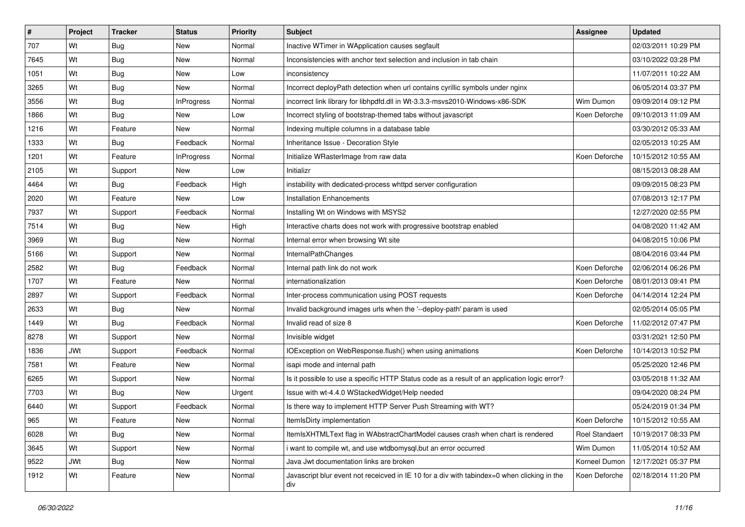| # | Project | Tracker | Status | Priority | Subject | Assignee | Updated |
|---|---|---|---|---|---|---|---|
| 707 | Wt | Bug | New | Normal | Inactive WTimer in WApplication causes segfault | | 02/03/2011 10:29 PM |
| 7645 | Wt | Bug | New | Normal | Inconsistencies with anchor text selection and inclusion in tab chain | | 03/10/2022 03:28 PM |
| 1051 | Wt | Bug | New | Low | inconsistency | | 11/07/2011 10:22 AM |
| 3265 | Wt | Bug | New | Normal | Incorrect deployPath detection when url contains cyrillic symbols under nginx | | 06/05/2014 03:37 PM |
| 3556 | Wt | Bug | InProgress | Normal | incorrect link library for libhpdfd.dll in Wt-3.3.3-msvs2010-Windows-x86-SDK | Wim Dumon | 09/09/2014 09:12 PM |
| 1866 | Wt | Bug | New | Low | Incorrect styling of bootstrap-themed tabs without javascript | Koen Deforche | 09/10/2013 11:09 AM |
| 1216 | Wt | Feature | New | Normal | Indexing multiple columns in a database table | | 03/30/2012 05:33 AM |
| 1333 | Wt | Bug | Feedback | Normal | Inheritance Issue - Decoration Style | | 02/05/2013 10:25 AM |
| 1201 | Wt | Feature | InProgress | Normal | Initialize WRasterImage from raw data | Koen Deforche | 10/15/2012 10:55 AM |
| 2105 | Wt | Support | New | Low | Initializr | | 08/15/2013 08:28 AM |
| 4464 | Wt | Bug | Feedback | High | instability with dedicated-process whttpd server configuration | | 09/09/2015 08:23 PM |
| 2020 | Wt | Feature | New | Low | Installation Enhancements | | 07/08/2013 12:17 PM |
| 7937 | Wt | Support | Feedback | Normal | Installing Wt on Windows with MSYS2 | | 12/27/2020 02:55 PM |
| 7514 | Wt | Bug | New | High | Interactive charts does not work with progressive bootstrap enabled | | 04/08/2020 11:42 AM |
| 3969 | Wt | Bug | New | Normal | Internal error when browsing Wt site | | 04/08/2015 10:06 PM |
| 5166 | Wt | Support | New | Normal | InternalPathChanges | | 08/04/2016 03:44 PM |
| 2582 | Wt | Bug | Feedback | Normal | Internal path link do not work | Koen Deforche | 02/06/2014 06:26 PM |
| 1707 | Wt | Feature | New | Normal | internationalization | Koen Deforche | 08/01/2013 09:41 PM |
| 2897 | Wt | Support | Feedback | Normal | Inter-process communication using POST requests | Koen Deforche | 04/14/2014 12:24 PM |
| 2633 | Wt | Bug | New | Normal | Invalid background images urls when the '--deploy-path' param is used | | 02/05/2014 05:05 PM |
| 1449 | Wt | Bug | Feedback | Normal | Invalid read of size 8 | Koen Deforche | 11/02/2012 07:47 PM |
| 8278 | Wt | Support | New | Normal | Invisible widget | | 03/31/2021 12:50 PM |
| 1836 | JWt | Support | Feedback | Normal | IOException on WebResponse.flush() when using animations | Koen Deforche | 10/14/2013 10:52 PM |
| 7581 | Wt | Feature | New | Normal | isapi mode and internal path | | 05/25/2020 12:46 PM |
| 6265 | Wt | Support | New | Normal | Is it possible to use a specific HTTP Status code as a result of an application logic error? | | 03/05/2018 11:32 AM |
| 7703 | Wt | Bug | New | Urgent | Issue with wt-4.4.0 WStackedWidget/Help needed | | 09/04/2020 08:24 PM |
| 6440 | Wt | Support | Feedback | Normal | Is there way to implement HTTP Server Push Streaming with WT? | | 05/24/2019 01:34 PM |
| 965 | Wt | Feature | New | Normal | ItemIsDirty implementation | Koen Deforche | 10/15/2012 10:55 AM |
| 6028 | Wt | Bug | New | Normal | ItemIsXHTMLText flag in WAbstractChartModel causes crash when chart is rendered | Roel Standaert | 10/19/2017 08:33 PM |
| 3645 | Wt | Support | New | Normal | i want to compile wt, and use wtdbomysql,but an error occurred | Wim Dumon | 11/05/2014 10:52 AM |
| 9522 | JWt | Bug | New | Normal | Java Jwt documentation links are broken | Korneel Dumon | 12/17/2021 05:37 PM |
| 1912 | Wt | Feature | New | Normal | Javascript blur event not receicved in IE 10 for a div with tabindex=0 when clicking in the div | Koen Deforche | 02/18/2014 11:20 PM |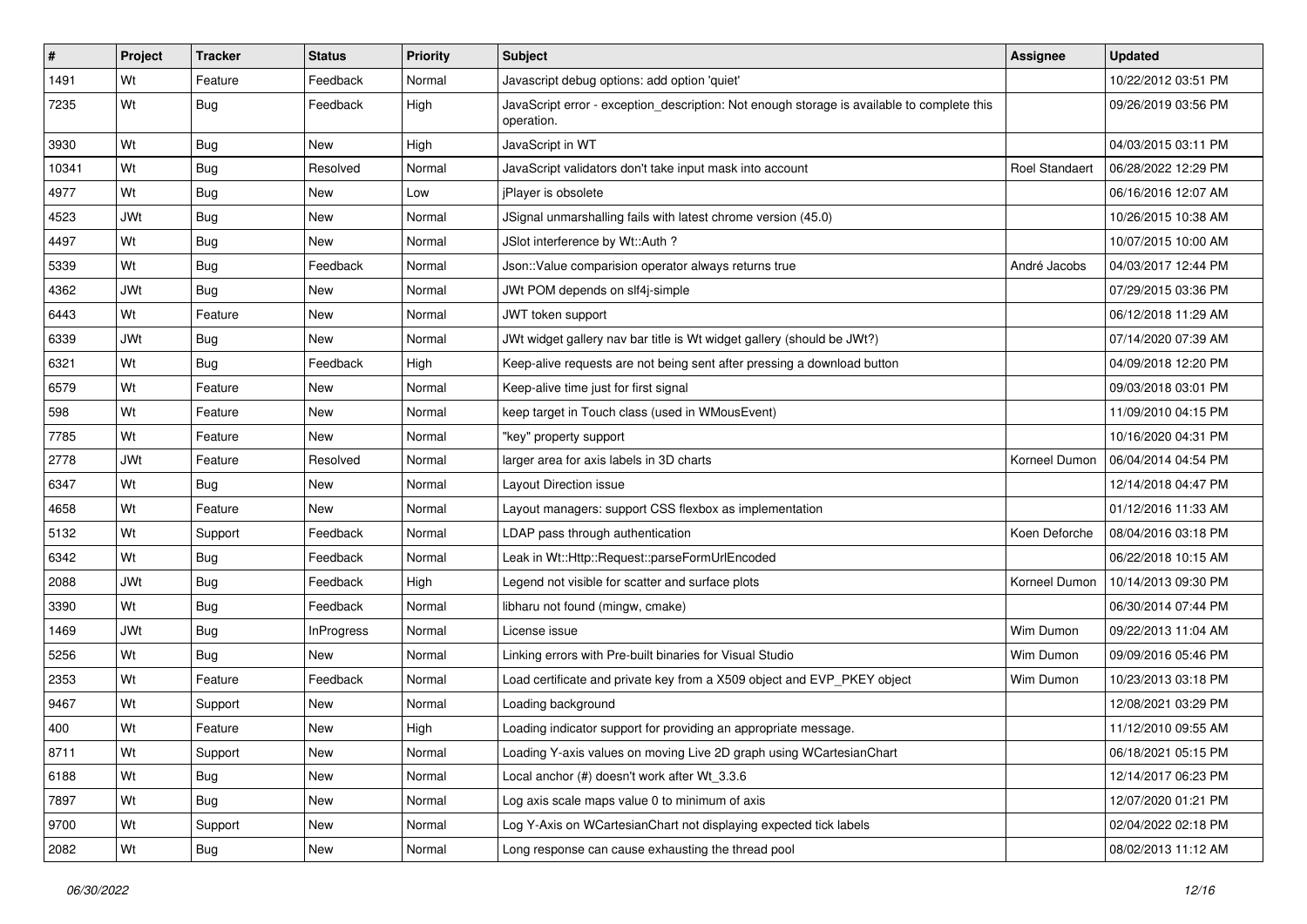| # | Project | Tracker | Status | Priority | Subject | Assignee | Updated |
|---|---|---|---|---|---|---|---|
| 1491 | Wt | Feature | Feedback | Normal | Javascript debug options: add option 'quiet' | | 10/22/2012 03:51 PM |
| 7235 | Wt | Bug | Feedback | High | JavaScript error - exception_description: Not enough storage is available to complete this operation. | | 09/26/2019 03:56 PM |
| 3930 | Wt | Bug | New | High | JavaScript in WT | | 04/03/2015 03:11 PM |
| 10341 | Wt | Bug | Resolved | Normal | JavaScript validators don't take input mask into account | Roel Standaert | 06/28/2022 12:29 PM |
| 4977 | Wt | Bug | New | Low | jPlayer is obsolete | | 06/16/2016 12:07 AM |
| 4523 | JWt | Bug | New | Normal | JSignal unmarshalling fails with latest chrome version (45.0) | | 10/26/2015 10:38 AM |
| 4497 | Wt | Bug | New | Normal | JSlot interference by Wt::Auth ? | | 10/07/2015 10:00 AM |
| 5339 | Wt | Bug | Feedback | Normal | Json::Value comparision operator always returns true | André Jacobs | 04/03/2017 12:44 PM |
| 4362 | JWt | Bug | New | Normal | JWt POM depends on slf4j-simple | | 07/29/2015 03:36 PM |
| 6443 | Wt | Feature | New | Normal | JWT token support | | 06/12/2018 11:29 AM |
| 6339 | JWt | Bug | New | Normal | JWt widget gallery nav bar title is Wt widget gallery (should be JWt?) | | 07/14/2020 07:39 AM |
| 6321 | Wt | Bug | Feedback | High | Keep-alive requests are not being sent after pressing a download button | | 04/09/2018 12:20 PM |
| 6579 | Wt | Feature | New | Normal | Keep-alive time just for first signal | | 09/03/2018 03:01 PM |
| 598 | Wt | Feature | New | Normal | keep target in Touch class (used in WMousEvent) | | 11/09/2010 04:15 PM |
| 7785 | Wt | Feature | New | Normal | "key" property support | | 10/16/2020 04:31 PM |
| 2778 | JWt | Feature | Resolved | Normal | larger area for axis labels in 3D charts | Korneel Dumon | 06/04/2014 04:54 PM |
| 6347 | Wt | Bug | New | Normal | Layout Direction issue | | 12/14/2018 04:47 PM |
| 4658 | Wt | Feature | New | Normal | Layout managers: support CSS flexbox as implementation | | 01/12/2016 11:33 AM |
| 5132 | Wt | Support | Feedback | Normal | LDAP pass through authentication | Koen Deforche | 08/04/2016 03:18 PM |
| 6342 | Wt | Bug | Feedback | Normal | Leak in Wt::Http::Request::parseFormUrlEncoded | | 06/22/2018 10:15 AM |
| 2088 | JWt | Bug | Feedback | High | Legend not visible for scatter and surface plots | Korneel Dumon | 10/14/2013 09:30 PM |
| 3390 | Wt | Bug | Feedback | Normal | libharu not found (mingw, cmake) | | 06/30/2014 07:44 PM |
| 1469 | JWt | Bug | InProgress | Normal | License issue | Wim Dumon | 09/22/2013 11:04 AM |
| 5256 | Wt | Bug | New | Normal | Linking errors with Pre-built binaries for Visual Studio | Wim Dumon | 09/09/2016 05:46 PM |
| 2353 | Wt | Feature | Feedback | Normal | Load certificate and private key from a X509 object and EVP_PKEY object | Wim Dumon | 10/23/2013 03:18 PM |
| 9467 | Wt | Support | New | Normal | Loading background | | 12/08/2021 03:29 PM |
| 400 | Wt | Feature | New | High | Loading indicator support for providing an appropriate message. | | 11/12/2010 09:55 AM |
| 8711 | Wt | Support | New | Normal | Loading Y-axis values on moving Live 2D graph using WCartesianChart | | 06/18/2021 05:15 PM |
| 6188 | Wt | Bug | New | Normal | Local anchor (#) doesn't work after Wt_3.3.6 | | 12/14/2017 06:23 PM |
| 7897 | Wt | Bug | New | Normal | Log axis scale maps value 0 to minimum of axis | | 12/07/2020 01:21 PM |
| 9700 | Wt | Support | New | Normal | Log Y-Axis on WCartesianChart not displaying expected tick labels | | 02/04/2022 02:18 PM |
| 2082 | Wt | Bug | New | Normal | Long response can cause exhausting the thread pool | | 08/02/2013 11:12 AM |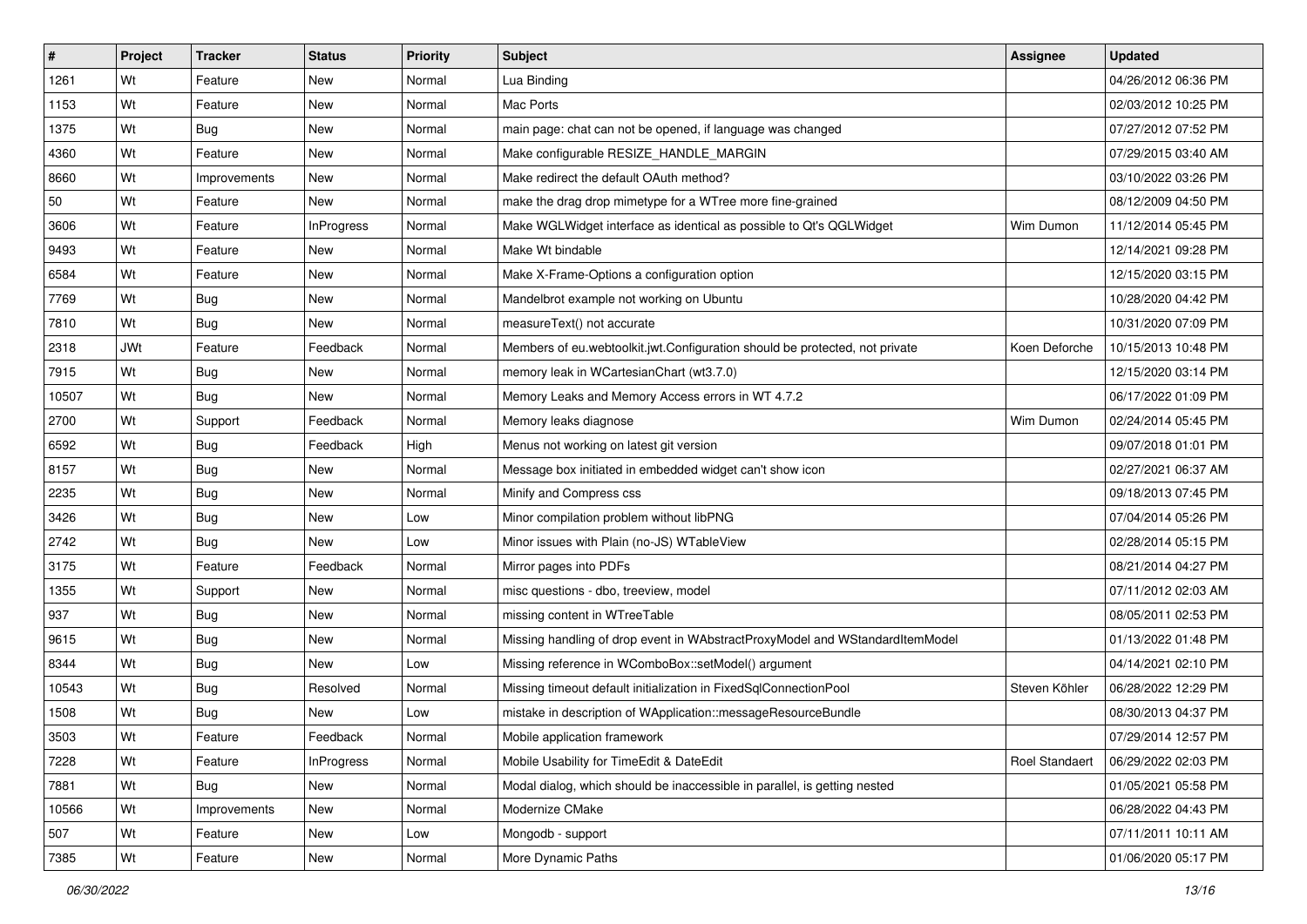| # | Project | Tracker | Status | Priority | Subject | Assignee | Updated |
|---|---|---|---|---|---|---|---|
| 1261 | Wt | Feature | New | Normal | Lua Binding | | 04/26/2012 06:36 PM |
| 1153 | Wt | Feature | New | Normal | Mac Ports | | 02/03/2012 10:25 PM |
| 1375 | Wt | Bug | New | Normal | main page: chat can not be opened, if language was changed | | 07/27/2012 07:52 PM |
| 4360 | Wt | Feature | New | Normal | Make configurable RESIZE_HANDLE_MARGIN | | 07/29/2015 03:40 AM |
| 8660 | Wt | Improvements | New | Normal | Make redirect the default OAuth method? | | 03/10/2022 03:26 PM |
| 50 | Wt | Feature | New | Normal | make the drag drop mimetype for a WTree more fine-grained | | 08/12/2009 04:50 PM |
| 3606 | Wt | Feature | InProgress | Normal | Make WGLWidget interface as identical as possible to Qt's QGLWidget | Wim Dumon | 11/12/2014 05:45 PM |
| 9493 | Wt | Feature | New | Normal | Make Wt bindable | | 12/14/2021 09:28 PM |
| 6584 | Wt | Feature | New | Normal | Make X-Frame-Options a configuration option | | 12/15/2020 03:15 PM |
| 7769 | Wt | Bug | New | Normal | Mandelbrot example not working on Ubuntu | | 10/28/2020 04:42 PM |
| 7810 | Wt | Bug | New | Normal | measureText() not accurate | | 10/31/2020 07:09 PM |
| 2318 | JWt | Feature | Feedback | Normal | Members of eu.webtoolkit.jwt.Configuration should be protected, not private | Koen Deforche | 10/15/2013 10:48 PM |
| 7915 | Wt | Bug | New | Normal | memory leak in WCartesianChart (wt3.7.0) | | 12/15/2020 03:14 PM |
| 10507 | Wt | Bug | New | Normal | Memory Leaks and Memory Access errors in WT 4.7.2 | | 06/17/2022 01:09 PM |
| 2700 | Wt | Support | Feedback | Normal | Memory leaks diagnose | Wim Dumon | 02/24/2014 05:45 PM |
| 6592 | Wt | Bug | Feedback | High | Menus not working on latest git version | | 09/07/2018 01:01 PM |
| 8157 | Wt | Bug | New | Normal | Message box initiated in embedded widget can't show icon | | 02/27/2021 06:37 AM |
| 2235 | Wt | Bug | New | Normal | Minify and Compress css | | 09/18/2013 07:45 PM |
| 3426 | Wt | Bug | New | Low | Minor compilation problem without libPNG | | 07/04/2014 05:26 PM |
| 2742 | Wt | Bug | New | Low | Minor issues with Plain (no-JS) WTableView | | 02/28/2014 05:15 PM |
| 3175 | Wt | Feature | Feedback | Normal | Mirror pages into PDFs | | 08/21/2014 04:27 PM |
| 1355 | Wt | Support | New | Normal | misc questions - dbo, treeview, model | | 07/11/2012 02:03 AM |
| 937 | Wt | Bug | New | Normal | missing content in WTreeTable | | 08/05/2011 02:53 PM |
| 9615 | Wt | Bug | New | Normal | Missing handling of drop event in WAbstractProxyModel and WStandardItemModel | | 01/13/2022 01:48 PM |
| 8344 | Wt | Bug | New | Low | Missing reference in WComboBox::setModel() argument | | 04/14/2021 02:10 PM |
| 10543 | Wt | Bug | Resolved | Normal | Missing timeout default initialization in FixedSqlConnectionPool | Steven Köhler | 06/28/2022 12:29 PM |
| 1508 | Wt | Bug | New | Low | mistake in description of WApplication::messageResourceBundle | | 08/30/2013 04:37 PM |
| 3503 | Wt | Feature | Feedback | Normal | Mobile application framework | | 07/29/2014 12:57 PM |
| 7228 | Wt | Feature | InProgress | Normal | Mobile Usability for TimeEdit & DateEdit | Roel Standaert | 06/29/2022 02:03 PM |
| 7881 | Wt | Bug | New | Normal | Modal dialog, which should be inaccessible in parallel, is getting nested | | 01/05/2021 05:58 PM |
| 10566 | Wt | Improvements | New | Normal | Modernize CMake | | 06/28/2022 04:43 PM |
| 507 | Wt | Feature | New | Low | Mongodb - support | | 07/11/2011 10:11 AM |
| 7385 | Wt | Feature | New | Normal | More Dynamic Paths | | 01/06/2020 05:17 PM |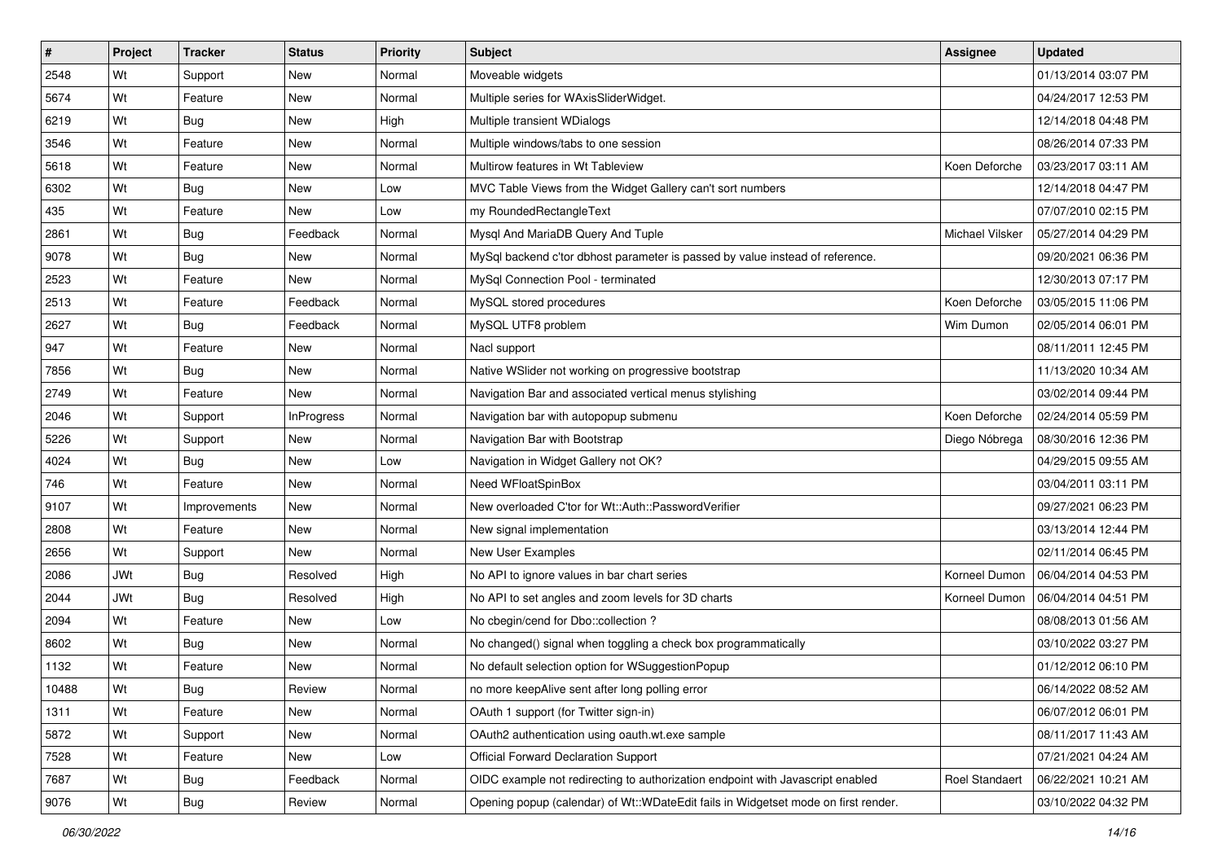| # | Project | Tracker | Status | Priority | Subject | Assignee | Updated |
|---|---|---|---|---|---|---|---|
| 2548 | Wt | Support | New | Normal | Moveable widgets | | 01/13/2014 03:07 PM |
| 5674 | Wt | Feature | New | Normal | Multiple series for WAxisSliderWidget. | | 04/24/2017 12:53 PM |
| 6219 | Wt | Bug | New | High | Multiple transient WDialogs | | 12/14/2018 04:48 PM |
| 3546 | Wt | Feature | New | Normal | Multiple windows/tabs to one session | | 08/26/2014 07:33 PM |
| 5618 | Wt | Feature | New | Normal | Multirow features in Wt Tableview | Koen Deforche | 03/23/2017 03:11 AM |
| 6302 | Wt | Bug | New | Low | MVC Table Views from the Widget Gallery can't sort numbers | | 12/14/2018 04:47 PM |
| 435 | Wt | Feature | New | Low | my RoundedRectangleText | | 07/07/2010 02:15 PM |
| 2861 | Wt | Bug | Feedback | Normal | Mysql And MariaDB Query And Tuple | Michael Vilsker | 05/27/2014 04:29 PM |
| 9078 | Wt | Bug | New | Normal | MySql backend c'tor dbhost parameter is passed by value instead of reference. | | 09/20/2021 06:36 PM |
| 2523 | Wt | Feature | New | Normal | MySql Connection Pool - terminated | | 12/30/2013 07:17 PM |
| 2513 | Wt | Feature | Feedback | Normal | MySQL stored procedures | Koen Deforche | 03/05/2015 11:06 PM |
| 2627 | Wt | Bug | Feedback | Normal | MySQL UTF8 problem | Wim Dumon | 02/05/2014 06:01 PM |
| 947 | Wt | Feature | New | Normal | Nacl support | | 08/11/2011 12:45 PM |
| 7856 | Wt | Bug | New | Normal | Native WSlider not working on progressive bootstrap | | 11/13/2020 10:34 AM |
| 2749 | Wt | Feature | New | Normal | Navigation Bar and associated vertical menus stylishing | | 03/02/2014 09:44 PM |
| 2046 | Wt | Support | InProgress | Normal | Navigation bar with autopopup submenu | Koen Deforche | 02/24/2014 05:59 PM |
| 5226 | Wt | Support | New | Normal | Navigation Bar with Bootstrap | Diego Nóbrega | 08/30/2016 12:36 PM |
| 4024 | Wt | Bug | New | Low | Navigation in Widget Gallery not OK? | | 04/29/2015 09:55 AM |
| 746 | Wt | Feature | New | Normal | Need WFloatSpinBox | | 03/04/2011 03:11 PM |
| 9107 | Wt | Improvements | New | Normal | New overloaded C'tor for Wt::Auth::PasswordVerifier | | 09/27/2021 06:23 PM |
| 2808 | Wt | Feature | New | Normal | New signal implementation | | 03/13/2014 12:44 PM |
| 2656 | Wt | Support | New | Normal | New User Examples | | 02/11/2014 06:45 PM |
| 2086 | JWt | Bug | Resolved | High | No API to ignore values in bar chart series | Korneel Dumon | 06/04/2014 04:53 PM |
| 2044 | JWt | Bug | Resolved | High | No API to set angles and zoom levels for 3D charts | Korneel Dumon | 06/04/2014 04:51 PM |
| 2094 | Wt | Feature | New | Low | No cbegin/cend for Dbo::collection ? | | 08/08/2013 01:56 AM |
| 8602 | Wt | Bug | New | Normal | No changed() signal when toggling a check box programmatically | | 03/10/2022 03:27 PM |
| 1132 | Wt | Feature | New | Normal | No default selection option for WSuggestionPopup | | 01/12/2012 06:10 PM |
| 10488 | Wt | Bug | Review | Normal | no more keepAlive sent after long polling error | | 06/14/2022 08:52 AM |
| 1311 | Wt | Feature | New | Normal | OAuth 1 support (for Twitter sign-in) | | 06/07/2012 06:01 PM |
| 5872 | Wt | Support | New | Normal | OAuth2 authentication using oauth.wt.exe sample | | 08/11/2017 11:43 AM |
| 7528 | Wt | Feature | New | Low | Official Forward Declaration Support | | 07/21/2021 04:24 AM |
| 7687 | Wt | Bug | Feedback | Normal | OIDC example not redirecting to authorization endpoint with Javascript enabled | Roel Standaert | 06/22/2021 10:21 AM |
| 9076 | Wt | Bug | Review | Normal | Opening popup (calendar) of Wt::WDateEdit fails in Widgetset mode on first render. | | 03/10/2022 04:32 PM |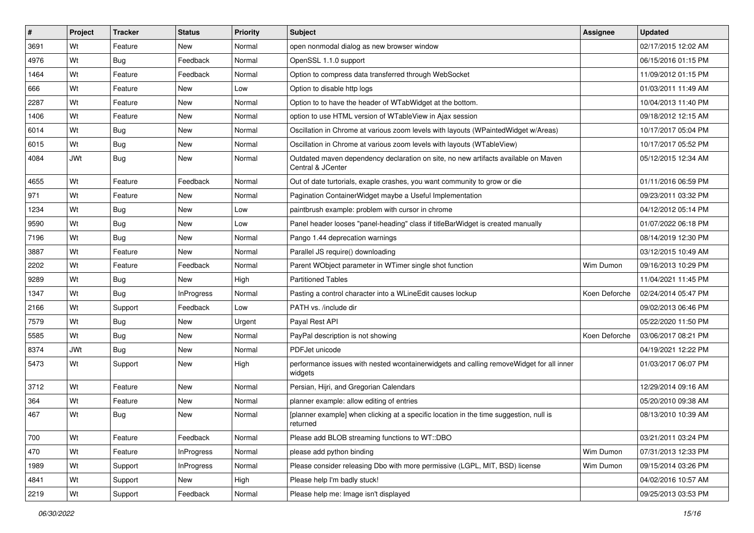| # | Project | Tracker | Status | Priority | Subject | Assignee | Updated |
|---|---|---|---|---|---|---|---|
| 3691 | Wt | Feature | New | Normal | open nonmodal dialog as new browser window | | 02/17/2015 12:02 AM |
| 4976 | Wt | Bug | Feedback | Normal | OpenSSL 1.1.0 support | | 06/15/2016 01:15 PM |
| 1464 | Wt | Feature | Feedback | Normal | Option to compress data transferred through WebSocket | | 11/09/2012 01:15 PM |
| 666 | Wt | Feature | New | Low | Option to disable http logs | | 01/03/2011 11:49 AM |
| 2287 | Wt | Feature | New | Normal | Option to to have the header of WTabWidget at the bottom. | | 10/04/2013 11:40 PM |
| 1406 | Wt | Feature | New | Normal | option to use HTML version of WTableView in Ajax session | | 09/18/2012 12:15 AM |
| 6014 | Wt | Bug | New | Normal | Oscillation in Chrome at various zoom levels with layouts (WPaintedWidget w/Areas) | | 10/17/2017 05:04 PM |
| 6015 | Wt | Bug | New | Normal | Oscillation in Chrome at various zoom levels with layouts (WTableView) | | 10/17/2017 05:52 PM |
| 4084 | JWt | Bug | New | Normal | Outdated maven dependency declaration on site, no new artifacts available on Maven Central & JCenter | | 05/12/2015 12:34 AM |
| 4655 | Wt | Feature | Feedback | Normal | Out of date turtorials, exaple crashes, you want community to grow or die | | 01/11/2016 06:59 PM |
| 971 | Wt | Feature | New | Normal | Pagination ContainerWidget maybe a Useful Implementation | | 09/23/2011 03:32 PM |
| 1234 | Wt | Bug | New | Low | paintbrush example: problem with cursor in chrome | | 04/12/2012 05:14 PM |
| 9590 | Wt | Bug | New | Low | Panel header looses "panel-heading" class if titleBarWidget is created manually | | 01/07/2022 06:18 PM |
| 7196 | Wt | Bug | New | Normal | Pango 1.44 deprecation warnings | | 08/14/2019 12:30 PM |
| 3887 | Wt | Feature | New | Normal | Parallel JS require() downloading | | 03/12/2015 10:49 AM |
| 2202 | Wt | Feature | Feedback | Normal | Parent WObject parameter in WTimer single shot function | Wim Dumon | 09/16/2013 10:29 PM |
| 9289 | Wt | Bug | New | High | Partitioned Tables | | 11/04/2021 11:45 PM |
| 1347 | Wt | Bug | InProgress | Normal | Pasting a control character into a WLineEdit causes lockup | Koen Deforche | 02/24/2014 05:47 PM |
| 2166 | Wt | Support | Feedback | Low | PATH vs. /include dir | | 09/02/2013 06:46 PM |
| 7579 | Wt | Bug | New | Urgent | Payal Rest API | | 05/22/2020 11:50 PM |
| 5585 | Wt | Bug | New | Normal | PayPal description is not showing | Koen Deforche | 03/06/2017 08:21 PM |
| 8374 | JWt | Bug | New | Normal | PDFJet unicode | | 04/19/2021 12:22 PM |
| 5473 | Wt | Support | New | High | performance issues with nested wcontainerwidgets and calling removeWidget for all inner widgets | | 01/03/2017 06:07 PM |
| 3712 | Wt | Feature | New | Normal | Persian, Hijri, and Gregorian Calendars | | 12/29/2014 09:16 AM |
| 364 | Wt | Feature | New | Normal | planner example: allow editing of entries | | 05/20/2010 09:38 AM |
| 467 | Wt | Bug | New | Normal | [planner example] when clicking at a specific location in the time suggestion, null is returned | | 08/13/2010 10:39 AM |
| 700 | Wt | Feature | Feedback | Normal | Please add BLOB streaming functions to WT::DBO | | 03/21/2011 03:24 PM |
| 470 | Wt | Feature | InProgress | Normal | please add python binding | Wim Dumon | 07/31/2013 12:33 PM |
| 1989 | Wt | Support | InProgress | Normal | Please consider releasing Dbo with more permissive (LGPL, MIT, BSD) license | Wim Dumon | 09/15/2014 03:26 PM |
| 4841 | Wt | Support | New | High | Please help I'm badly stuck! | | 04/02/2016 10:57 AM |
| 2219 | Wt | Support | Feedback | Normal | Please help me: Image isn't displayed | | 09/25/2013 03:53 PM |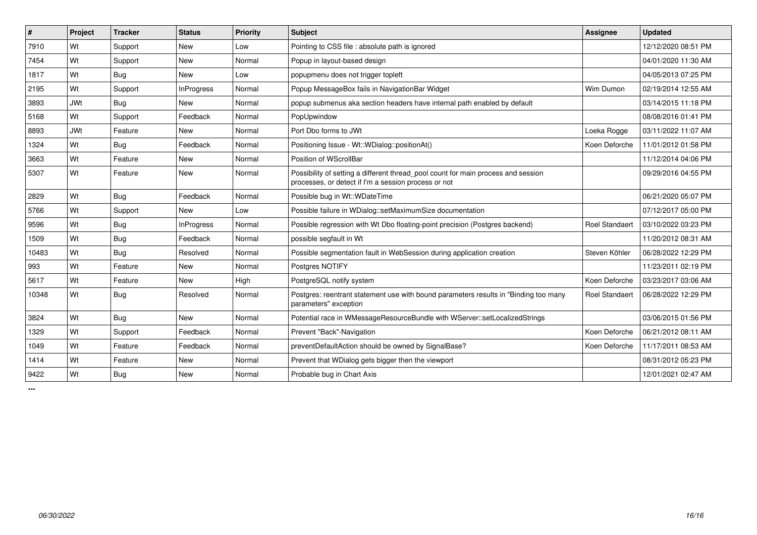| # | Project | Tracker | Status | Priority | Subject | Assignee | Updated |
| --- | --- | --- | --- | --- | --- | --- | --- |
| 7910 | Wt | Support | New | Low | Pointing to CSS file : absolute path is ignored | | 12/12/2020 08:51 PM |
| 7454 | Wt | Support | New | Normal | Popup in layout-based design | | 04/01/2020 11:30 AM |
| 1817 | Wt | Bug | New | Low | popupmenu does not trigger topleft | | 04/05/2013 07:25 PM |
| 2195 | Wt | Support | InProgress | Normal | Popup MessageBox fails in NavigationBar Widget | Wim Dumon | 02/19/2014 12:55 AM |
| 3893 | JWt | Bug | New | Normal | popup submenus aka section headers have internal path enabled by default | | 03/14/2015 11:18 PM |
| 5168 | Wt | Support | Feedback | Normal | PopUpwindow | | 08/08/2016 01:41 PM |
| 8893 | JWt | Feature | New | Normal | Port Dbo forms to JWt | Loeka Rogge | 03/11/2022 11:07 AM |
| 1324 | Wt | Bug | Feedback | Normal | Positioning Issue - Wt::WDialog::positionAt() | Koen Deforche | 11/01/2012 01:58 PM |
| 3663 | Wt | Feature | New | Normal | Position of WScrollBar | | 11/12/2014 04:06 PM |
| 5307 | Wt | Feature | New | Normal | Possibility of setting a different thread_pool count for main process and session processes, or detect if I'm a session process or not | | 09/29/2016 04:55 PM |
| 2829 | Wt | Bug | Feedback | Normal | Possible bug in Wt::WDateTime | | 06/21/2020 05:07 PM |
| 5766 | Wt | Support | New | Low | Possible failure in WDialog::setMaximumSize documentation | | 07/12/2017 05:00 PM |
| 9596 | Wt | Bug | InProgress | Normal | Possible regression with Wt Dbo floating-point precision (Postgres backend) | Roel Standaert | 03/10/2022 03:23 PM |
| 1509 | Wt | Bug | Feedback | Normal | possible segfault in Wt | | 11/20/2012 08:31 AM |
| 10483 | Wt | Bug | Resolved | Normal | Possible segmentation fault in WebSession during application creation | Steven Köhler | 06/28/2022 12:29 PM |
| 993 | Wt | Feature | New | Normal | Postgres NOTIFY | | 11/23/2011 02:19 PM |
| 5617 | Wt | Feature | New | High | PostgreSQL notify system | Koen Deforche | 03/23/2017 03:06 AM |
| 10348 | Wt | Bug | Resolved | Normal | Postgres: reentrant statement use with bound parameters results in "Binding too many parameters" exception | Roel Standaert | 06/28/2022 12:29 PM |
| 3824 | Wt | Bug | New | Normal | Potential race in WMessageResourceBundle with WServer::setLocalizedStrings | | 03/06/2015 01:56 PM |
| 1329 | Wt | Support | Feedback | Normal | Prevent "Back"-Navigation | Koen Deforche | 06/21/2012 08:11 AM |
| 1049 | Wt | Feature | Feedback | Normal | preventDefaultAction should be owned by SignalBase? | Koen Deforche | 11/17/2011 08:53 AM |
| 1414 | Wt | Feature | New | Normal | Prevent that WDialog gets bigger then the viewport | | 08/31/2012 05:23 PM |
| 9422 | Wt | Bug | New | Normal | Probable bug in Chart Axis | | 12/01/2021 02:47 AM |

...